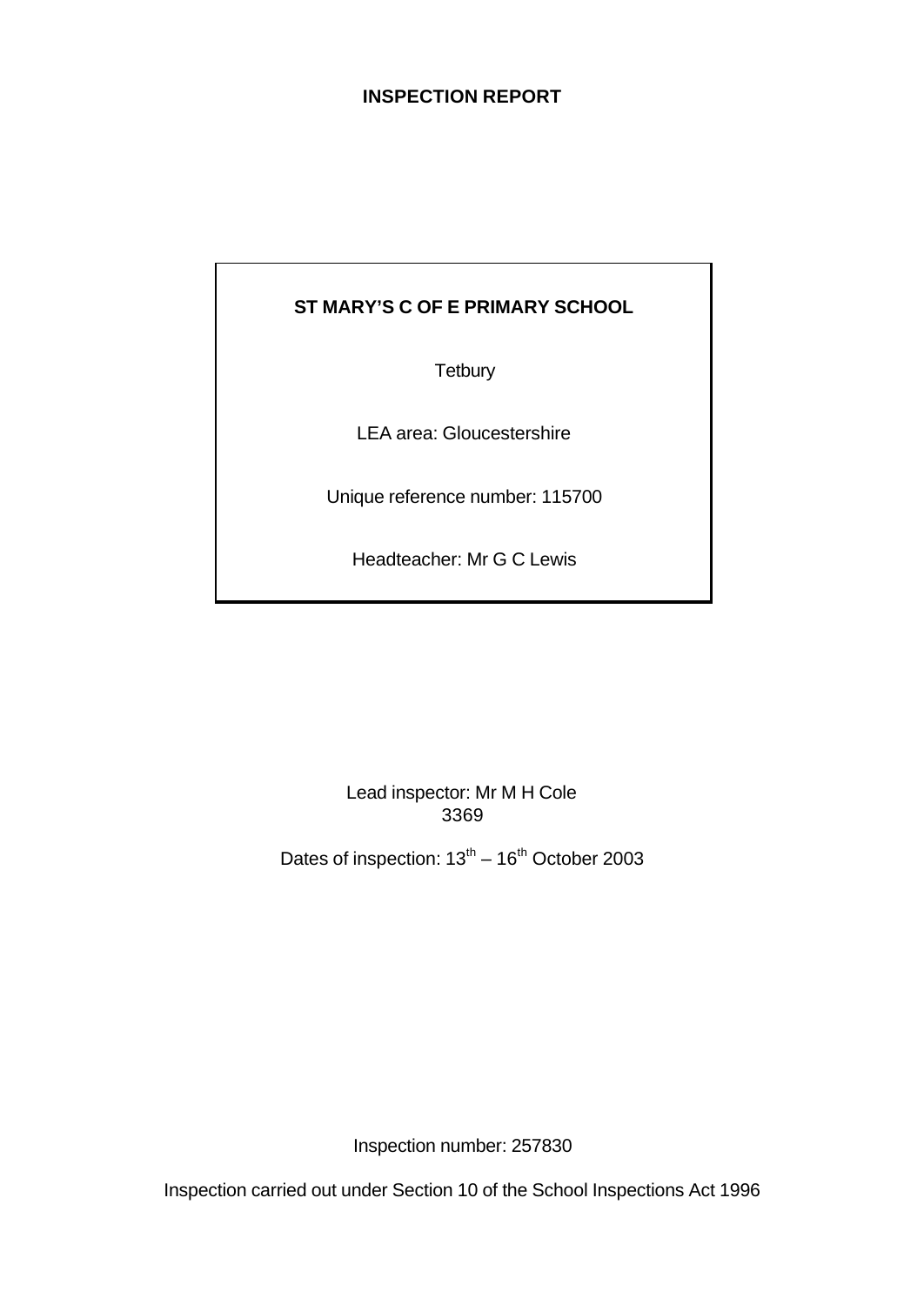# INSPECTION REPORT

**ST MARY'S C OF E PRIMARY SCHOOL**

Tetbury

LEA area: Gloucestershire

Unique reference number: 115700

Headteacher: Mr G C Lewis

Lead inspector: Mr M H Cole
3369

Dates of inspection: 13th – 16th October 2003

Inspection number: 257830

Inspection carried out under Section 10 of the School Inspections Act 1996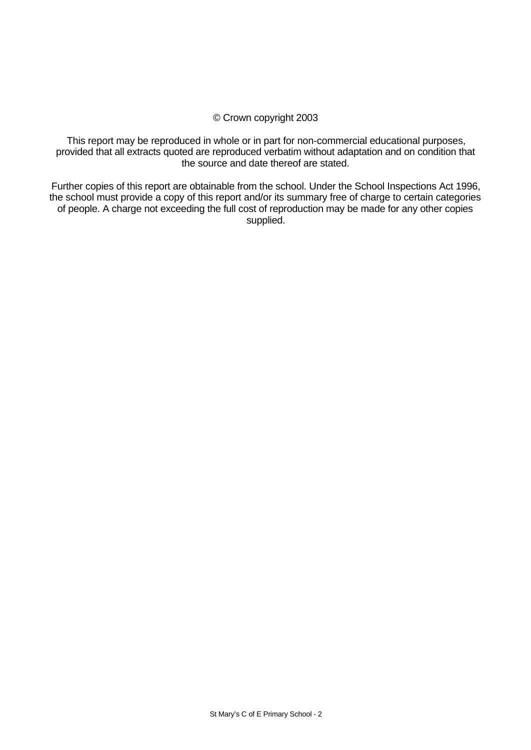© Crown copyright 2003

This report may be reproduced in whole or in part for non-commercial educational purposes, provided that all extracts quoted are reproduced verbatim without adaptation and on condition that the source and date thereof are stated.

Further copies of this report are obtainable from the school. Under the School Inspections Act 1996, the school must provide a copy of this report and/or its summary free of charge to certain categories of people. A charge not exceeding the full cost of reproduction may be made for any other copies supplied.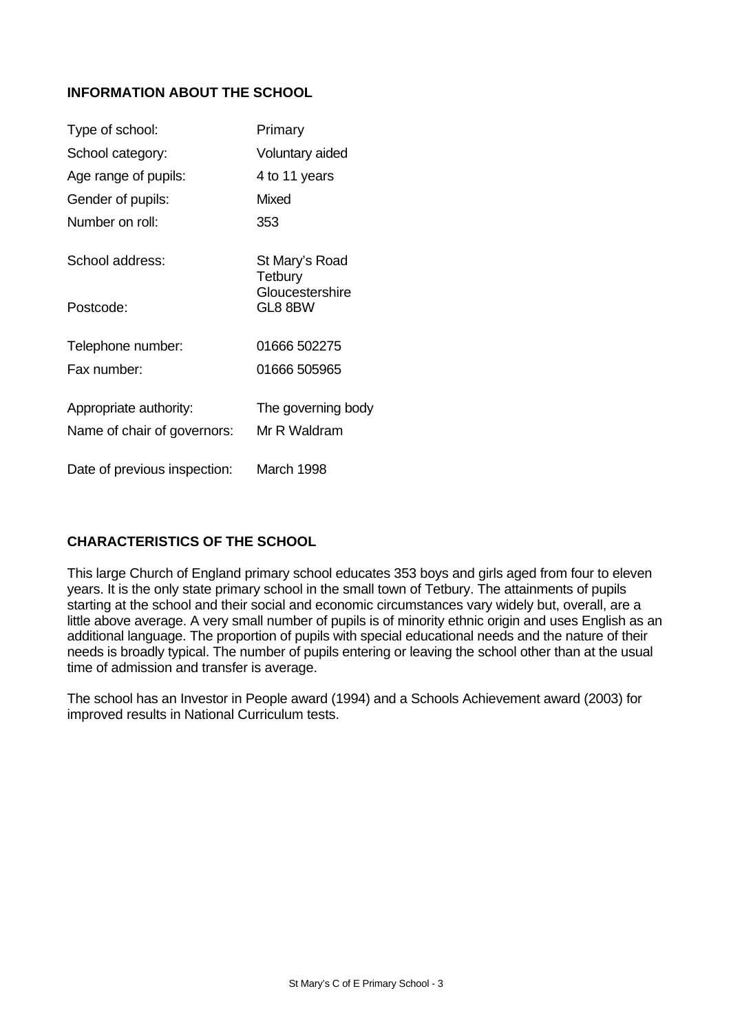## INFORMATION ABOUT THE SCHOOL

| | |
|---|---|
| Type of school: | Primary |
| School category: | Voluntary aided |
| Age range of pupils: | 4 to 11 years |
| Gender of pupils: | Mixed |
| Number on roll: | 353 |
| School address: | St Mary's Road<br>Tetbury<br>Gloucestershire |
| Postcode: | GL8 8BW |
| Telephone number: | 01666 502275 |
| Fax number: | 01666 505965 |
| Appropriate authority: | The governing body |
| Name of chair of governors: | Mr R Waldram |
| Date of previous inspection: | March 1998 |

## CHARACTERISTICS OF THE SCHOOL

This large Church of England primary school educates 353 boys and girls aged from four to eleven years. It is the only state primary school in the small town of Tetbury. The attainments of pupils starting at the school and their social and economic circumstances vary widely but, overall, are a little above average. A very small number of pupils is of minority ethnic origin and uses English as an additional language. The proportion of pupils with special educational needs and the nature of their needs is broadly typical. The number of pupils entering or leaving the school other than at the usual time of admission and transfer is average.

The school has an Investor in People award (1994) and a Schools Achievement award (2003) for improved results in National Curriculum tests.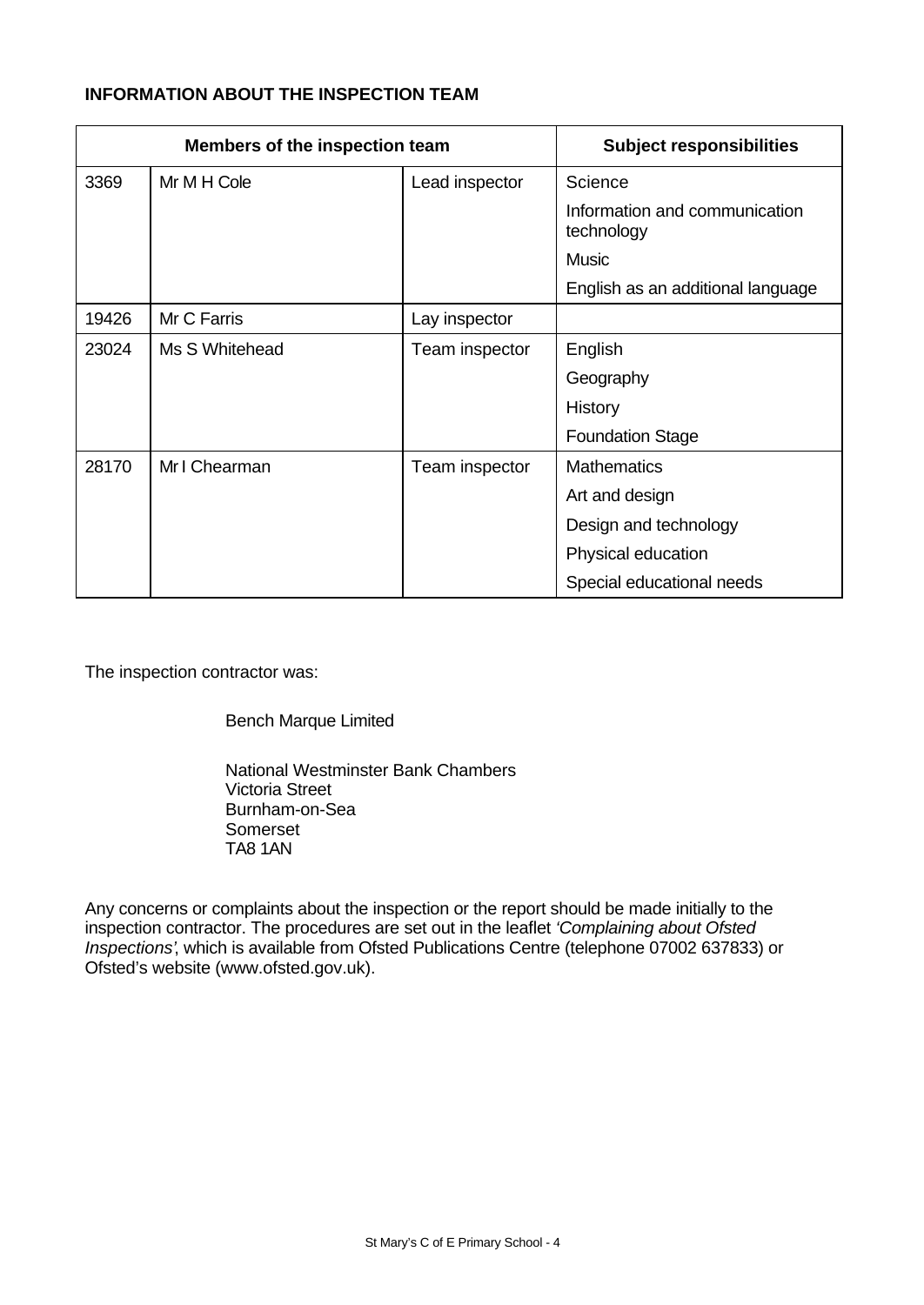**INFORMATION ABOUT THE INSPECTION TEAM**

| Members of the inspection team | | | Subject responsibilities |
|---|---|---|---|
| 3369 | Mr M H Cole | Lead inspector | Science |
| | | | Information and communication technology |
| | | | Music |
| | | | English as an additional language |
| 19426 | Mr C Farris | Lay inspector | |
| 23024 | Ms S Whitehead | Team inspector | English |
| | | | Geography |
| | | | History |
| | | | Foundation Stage |
| 28170 | Mr I Chearman | Team inspector | Mathematics |
| | | | Art and design |
| | | | Design and technology |
| | | | Physical education |
| | | | Special educational needs |

The inspection contractor was:

Bench Marque Limited

National Westminster Bank Chambers
Victoria Street
Burnham-on-Sea
Somerset
TA8 1AN

Any concerns or complaints about the inspection or the report should be made initially to the inspection contractor. The procedures are set out in the leaflet *'Complaining about Ofsted Inspections'*, which is available from Ofsted Publications Centre (telephone 07002 637833) or Ofsted's website (www.ofsted.gov.uk).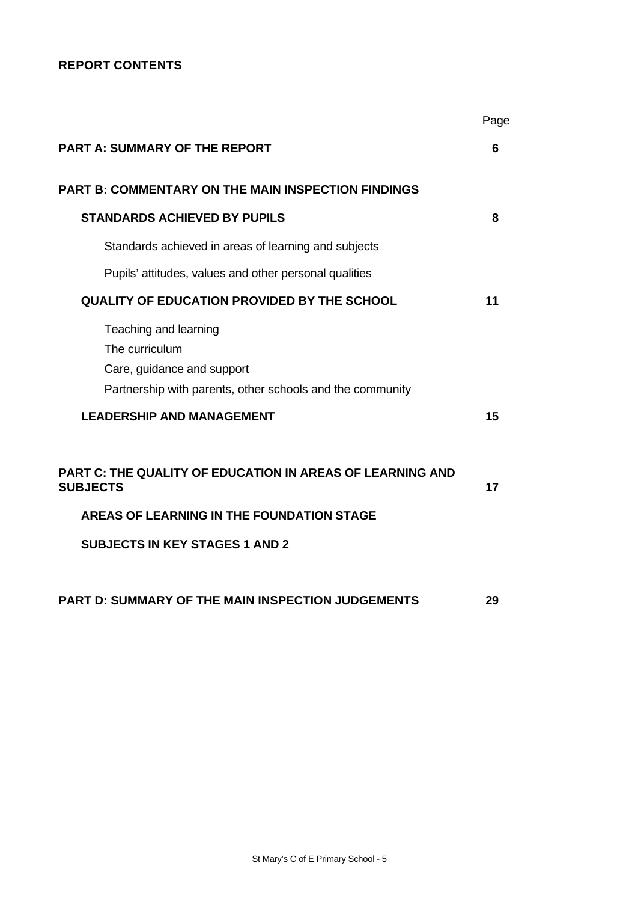**REPORT CONTENTS**

| | Page |
|---|---|
| **PART A: SUMMARY OF THE REPORT** | **6** |
| **PART B: COMMENTARY ON THE MAIN INSPECTION FINDINGS** | |
| **STANDARDS ACHIEVED BY PUPILS** | **8** |
| Standards achieved in areas of learning and subjects | |
| Pupils' attitudes, values and other personal qualities | |
| **QUALITY OF EDUCATION PROVIDED BY THE SCHOOL** | **11** |
| Teaching and learning<br>The curriculum<br>Care, guidance and support<br>Partnership with parents, other schools and the community | |
| **LEADERSHIP AND MANAGEMENT** | **15** |
| **PART C: THE QUALITY OF EDUCATION IN AREAS OF LEARNING AND SUBJECTS** | **17** |
| **AREAS OF LEARNING IN THE FOUNDATION STAGE** | |
| **SUBJECTS IN KEY STAGES 1 AND 2** | |
| **PART D: SUMMARY OF THE MAIN INSPECTION JUDGEMENTS** | **29** |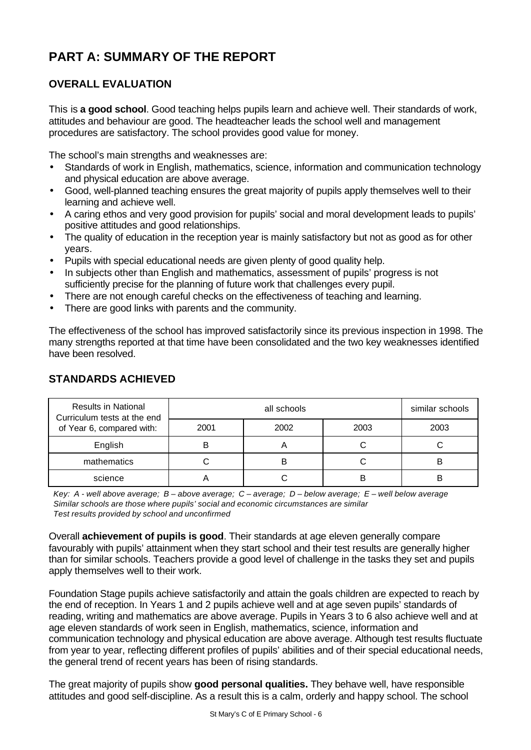# PART A: SUMMARY OF THE REPORT

## OVERALL EVALUATION

This is **a good school**. Good teaching helps pupils learn and achieve well. Their standards of work, attitudes and behaviour are good. The headteacher leads the school well and management procedures are satisfactory. The school provides good value for money.

The school's main strengths and weaknesses are:

- Standards of work in English, mathematics, science, information and communication technology and physical education are above average.
- Good, well-planned teaching ensures the great majority of pupils apply themselves well to their learning and achieve well.
- A caring ethos and very good provision for pupils' social and moral development leads to pupils' positive attitudes and good relationships.
- The quality of education in the reception year is mainly satisfactory but not as good as for other years.
- Pupils with special educational needs are given plenty of good quality help.
- In subjects other than English and mathematics, assessment of pupils' progress is not sufficiently precise for the planning of future work that challenges every pupil.
- There are not enough careful checks on the effectiveness of teaching and learning.
- There are good links with parents and the community.

The effectiveness of the school has improved satisfactorily since its previous inspection in 1998. The many strengths reported at that time have been consolidated and the two key weaknesses identified have been resolved.

## STANDARDS ACHIEVED

| Results in National Curriculum tests at the end of Year 6, compared with: | all schools | | | similar schools |
|---|---|---|---|---|
| | 2001 | 2002 | 2003 | 2003 |
| English | B | A | C | C |
| mathematics | C | B | C | B |
| science | A | C | B | B |

*Key: A - well above average; B – above average; C – average; D – below average; E – well below average*
*Similar schools are those where pupils' social and economic circumstances are similar*
*Test results provided by school and unconfirmed*

Overall **achievement of pupils is good**. Their standards at age eleven generally compare favourably with pupils' attainment when they start school and their test results are generally higher than for similar schools. Teachers provide a good level of challenge in the tasks they set and pupils apply themselves well to their work.

Foundation Stage pupils achieve satisfactorily and attain the goals children are expected to reach by the end of reception. In Years 1 and 2 pupils achieve well and at age seven pupils' standards of reading, writing and mathematics are above average. Pupils in Years 3 to 6 also achieve well and at age eleven standards of work seen in English, mathematics, science, information and communication technology and physical education are above average. Although test results fluctuate from year to year, reflecting different profiles of pupils' abilities and of their special educational needs, the general trend of recent years has been of rising standards.

The great majority of pupils show **good personal qualities.** They behave well, have responsible attitudes and good self-discipline. As a result this is a calm, orderly and happy school. The school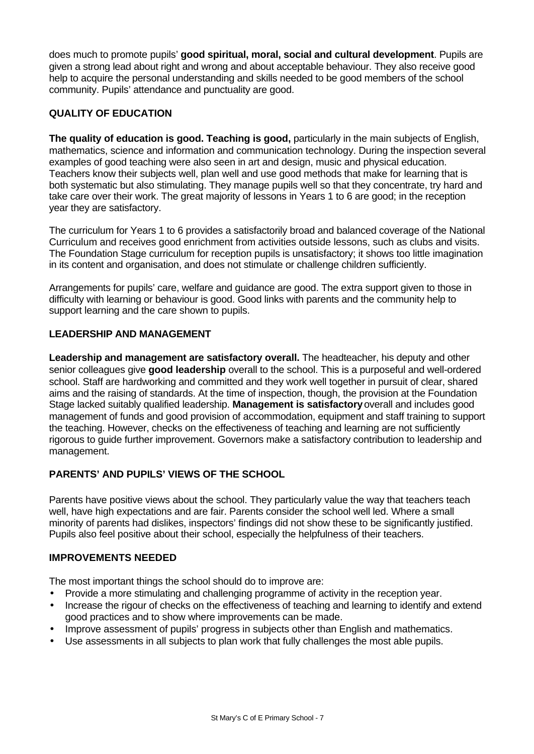does much to promote pupils' **good spiritual, moral, social and cultural development**. Pupils are given a strong lead about right and wrong and about acceptable behaviour. They also receive good help to acquire the personal understanding and skills needed to be good members of the school community. Pupils' attendance and punctuality are good.

## QUALITY OF EDUCATION

**The quality of education is good. Teaching is good,** particularly in the main subjects of English, mathematics, science and information and communication technology. During the inspection several examples of good teaching were also seen in art and design, music and physical education. Teachers know their subjects well, plan well and use good methods that make for learning that is both systematic but also stimulating. They manage pupils well so that they concentrate, try hard and take care over their work. The great majority of lessons in Years 1 to 6 are good; in the reception year they are satisfactory.

The curriculum for Years 1 to 6 provides a satisfactorily broad and balanced coverage of the National Curriculum and receives good enrichment from activities outside lessons, such as clubs and visits. The Foundation Stage curriculum for reception pupils is unsatisfactory; it shows too little imagination in its content and organisation, and does not stimulate or challenge children sufficiently.

Arrangements for pupils' care, welfare and guidance are good. The extra support given to those in difficulty with learning or behaviour is good. Good links with parents and the community help to support learning and the care shown to pupils.

## LEADERSHIP AND MANAGEMENT

**Leadership and management are satisfactory overall.** The headteacher, his deputy and other senior colleagues give **good leadership** overall to the school. This is a purposeful and well-ordered school. Staff are hardworking and committed and they work well together in pursuit of clear, shared aims and the raising of standards. At the time of inspection, though, the provision at the Foundation Stage lacked suitably qualified leadership. **Management is satisfactory** overall and includes good management of funds and good provision of accommodation, equipment and staff training to support the teaching. However, checks on the effectiveness of teaching and learning are not sufficiently rigorous to guide further improvement. Governors make a satisfactory contribution to leadership and management.

## PARENTS' AND PUPILS' VIEWS OF THE SCHOOL

Parents have positive views about the school. They particularly value the way that teachers teach well, have high expectations and are fair. Parents consider the school well led. Where a small minority of parents had dislikes, inspectors' findings did not show these to be significantly justified. Pupils also feel positive about their school, especially the helpfulness of their teachers.

## IMPROVEMENTS NEEDED

The most important things the school should do to improve are:

- Provide a more stimulating and challenging programme of activity in the reception year.
- Increase the rigour of checks on the effectiveness of teaching and learning to identify and extend good practices and to show where improvements can be made.
- Improve assessment of pupils' progress in subjects other than English and mathematics.
- Use assessments in all subjects to plan work that fully challenges the most able pupils.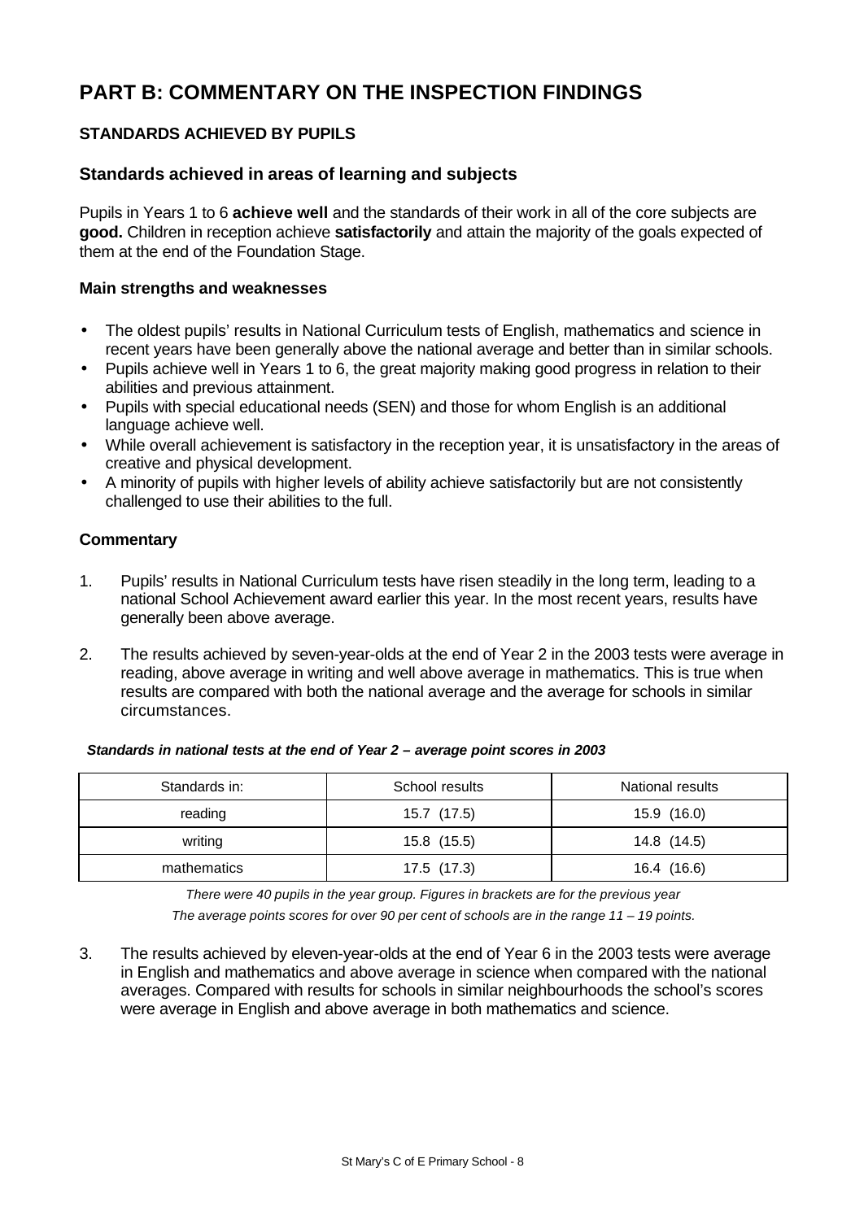# PART B: COMMENTARY ON THE INSPECTION FINDINGS

### STANDARDS ACHIEVED BY PUPILS

## Standards achieved in areas of learning and subjects

Pupils in Years 1 to 6 **achieve well** and the standards of their work in all of the core subjects are **good.** Children in reception achieve **satisfactorily** and attain the majority of the goals expected of them at the end of the Foundation Stage.

### Main strengths and weaknesses

- The oldest pupils' results in National Curriculum tests of English, mathematics and science in recent years have been generally above the national average and better than in similar schools.
- Pupils achieve well in Years 1 to 6, the great majority making good progress in relation to their abilities and previous attainment.
- Pupils with special educational needs (SEN) and those for whom English is an additional language achieve well.
- While overall achievement is satisfactory in the reception year, it is unsatisfactory in the areas of creative and physical development.
- A minority of pupils with higher levels of ability achieve satisfactorily but are not consistently challenged to use their abilities to the full.

### Commentary

1. Pupils' results in National Curriculum tests have risen steadily in the long term, leading to a national School Achievement award earlier this year. In the most recent years, results have generally been above average.

2. The results achieved by seven-year-olds at the end of Year 2 in the 2003 tests were average in reading, above average in writing and well above average in mathematics. This is true when results are compared with both the national average and the average for schools in similar circumstances.

***Standards in national tests at the end of Year 2 – average point scores in 2003***

| Standards in: | School results | National results |
|---|---|---|
| reading | 15.7 (17.5) | 15.9 (16.0) |
| writing | 15.8 (15.5) | 14.8 (14.5) |
| mathematics | 17.5 (17.3) | 16.4 (16.6) |

*There were 40 pupils in the year group. Figures in brackets are for the previous year*

*The average points scores for over 90 per cent of schools are in the range 11 – 19 points.*

3. The results achieved by eleven-year-olds at the end of Year 6 in the 2003 tests were average in English and mathematics and above average in science when compared with the national averages. Compared with results for schools in similar neighbourhoods the school's scores were average in English and above average in both mathematics and science.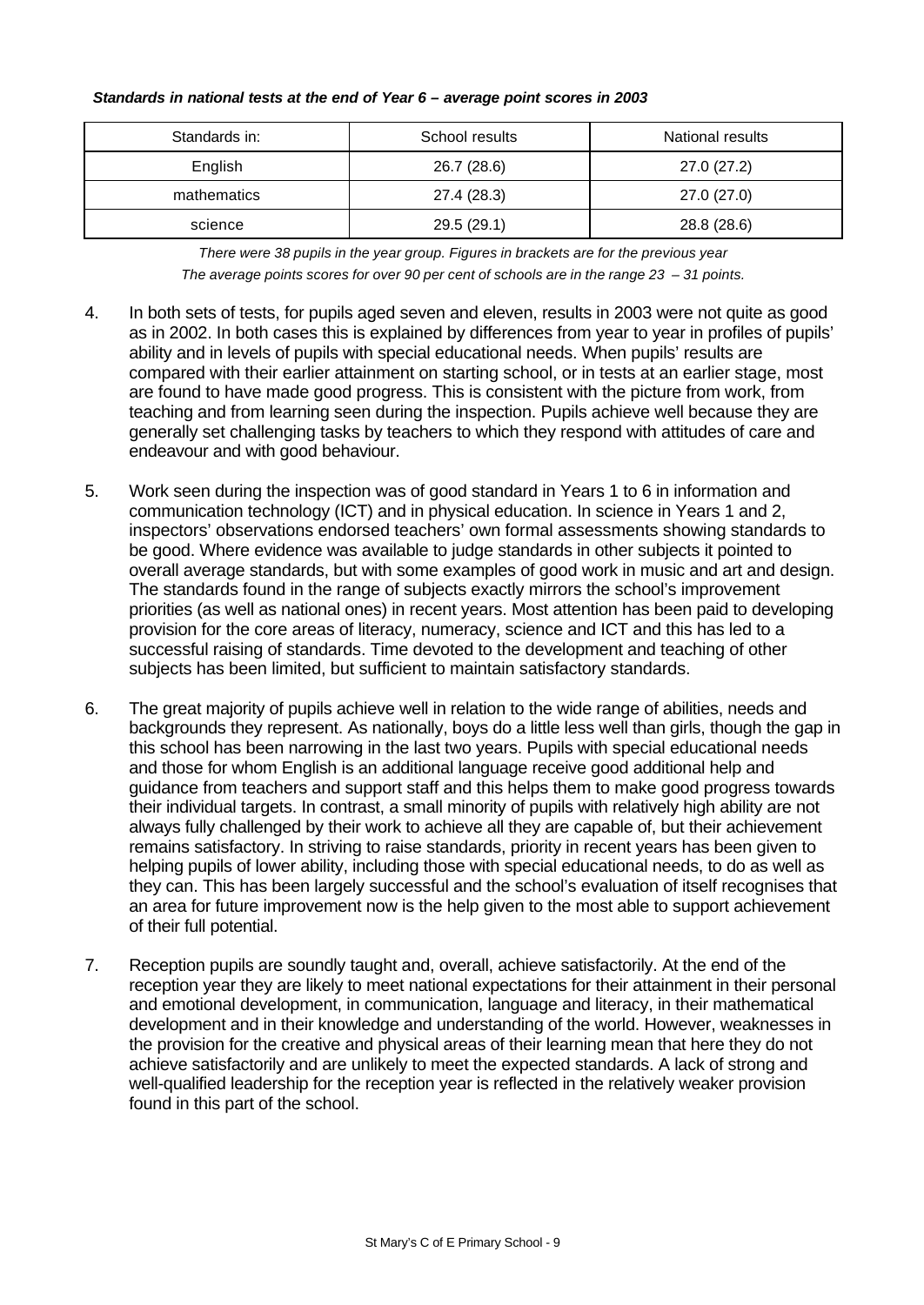***Standards in national tests at the end of Year 6 – average point scores in 2003***

| Standards in: | School results | National results |
|---|---|---|
| English | 26.7 (28.6) | 27.0 (27.2) |
| mathematics | 27.4 (28.3) | 27.0 (27.0) |
| science | 29.5 (29.1) | 28.8 (28.6) |

*There were 38 pupils in the year group. Figures in brackets are for the previous year*
*The average points scores for over 90 per cent of schools are in the range 23 – 31 points.*

4. In both sets of tests, for pupils aged seven and eleven, results in 2003 were not quite as good as in 2002. In both cases this is explained by differences from year to year in profiles of pupils' ability and in levels of pupils with special educational needs. When pupils' results are compared with their earlier attainment on starting school, or in tests at an earlier stage, most are found to have made good progress. This is consistent with the picture from work, from teaching and from learning seen during the inspection. Pupils achieve well because they are generally set challenging tasks by teachers to which they respond with attitudes of care and endeavour and with good behaviour.

5. Work seen during the inspection was of good standard in Years 1 to 6 in information and communication technology (ICT) and in physical education. In science in Years 1 and 2, inspectors' observations endorsed teachers' own formal assessments showing standards to be good. Where evidence was available to judge standards in other subjects it pointed to overall average standards, but with some examples of good work in music and art and design. The standards found in the range of subjects exactly mirrors the school's improvement priorities (as well as national ones) in recent years. Most attention has been paid to developing provision for the core areas of literacy, numeracy, science and ICT and this has led to a successful raising of standards. Time devoted to the development and teaching of other subjects has been limited, but sufficient to maintain satisfactory standards.

6. The great majority of pupils achieve well in relation to the wide range of abilities, needs and backgrounds they represent. As nationally, boys do a little less well than girls, though the gap in this school has been narrowing in the last two years. Pupils with special educational needs and those for whom English is an additional language receive good additional help and guidance from teachers and support staff and this helps them to make good progress towards their individual targets. In contrast, a small minority of pupils with relatively high ability are not always fully challenged by their work to achieve all they are capable of, but their achievement remains satisfactory. In striving to raise standards, priority in recent years has been given to helping pupils of lower ability, including those with special educational needs, to do as well as they can. This has been largely successful and the school's evaluation of itself recognises that an area for future improvement now is the help given to the most able to support achievement of their full potential.

7. Reception pupils are soundly taught and, overall, achieve satisfactorily. At the end of the reception year they are likely to meet national expectations for their attainment in their personal and emotional development, in communication, language and literacy, in their mathematical development and in their knowledge and understanding of the world. However, weaknesses in the provision for the creative and physical areas of their learning mean that here they do not achieve satisfactorily and are unlikely to meet the expected standards. A lack of strong and well-qualified leadership for the reception year is reflected in the relatively weaker provision found in this part of the school.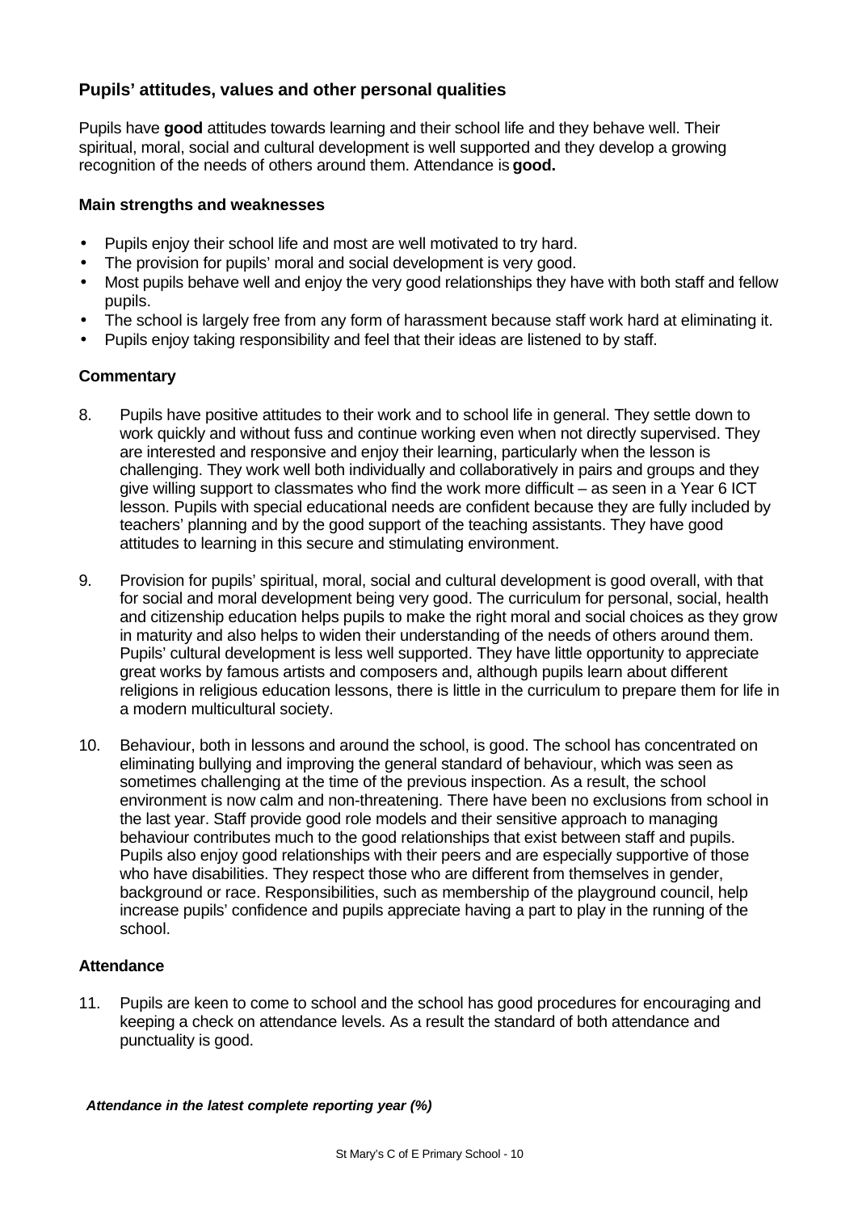## Pupils' attitudes, values and other personal qualities

Pupils have **good** attitudes towards learning and their school life and they behave well. Their spiritual, moral, social and cultural development is well supported and they develop a growing recognition of the needs of others around them. Attendance is **good.**

### Main strengths and weaknesses

- Pupils enjoy their school life and most are well motivated to try hard.
- The provision for pupils' moral and social development is very good.
- Most pupils behave well and enjoy the very good relationships they have with both staff and fellow pupils.
- The school is largely free from any form of harassment because staff work hard at eliminating it.
- Pupils enjoy taking responsibility and feel that their ideas are listened to by staff.

### Commentary

8. Pupils have positive attitudes to their work and to school life in general. They settle down to work quickly and without fuss and continue working even when not directly supervised. They are interested and responsive and enjoy their learning, particularly when the lesson is challenging. They work well both individually and collaboratively in pairs and groups and they give willing support to classmates who find the work more difficult – as seen in a Year 6 ICT lesson. Pupils with special educational needs are confident because they are fully included by teachers' planning and by the good support of the teaching assistants. They have good attitudes to learning in this secure and stimulating environment.

9. Provision for pupils' spiritual, moral, social and cultural development is good overall, with that for social and moral development being very good. The curriculum for personal, social, health and citizenship education helps pupils to make the right moral and social choices as they grow in maturity and also helps to widen their understanding of the needs of others around them. Pupils' cultural development is less well supported. They have little opportunity to appreciate great works by famous artists and composers and, although pupils learn about different religions in religious education lessons, there is little in the curriculum to prepare them for life in a modern multicultural society.

10. Behaviour, both in lessons and around the school, is good. The school has concentrated on eliminating bullying and improving the general standard of behaviour, which was seen as sometimes challenging at the time of the previous inspection. As a result, the school environment is now calm and non-threatening. There have been no exclusions from school in the last year. Staff provide good role models and their sensitive approach to managing behaviour contributes much to the good relationships that exist between staff and pupils. Pupils also enjoy good relationships with their peers and are especially supportive of those who have disabilities. They respect those who are different from themselves in gender, background or race. Responsibilities, such as membership of the playground council, help increase pupils' confidence and pupils appreciate having a part to play in the running of the school.

### Attendance

11. Pupils are keen to come to school and the school has good procedures for encouraging and keeping a check on attendance levels. As a result the standard of both attendance and punctuality is good.

***Attendance in the latest complete reporting year (%)***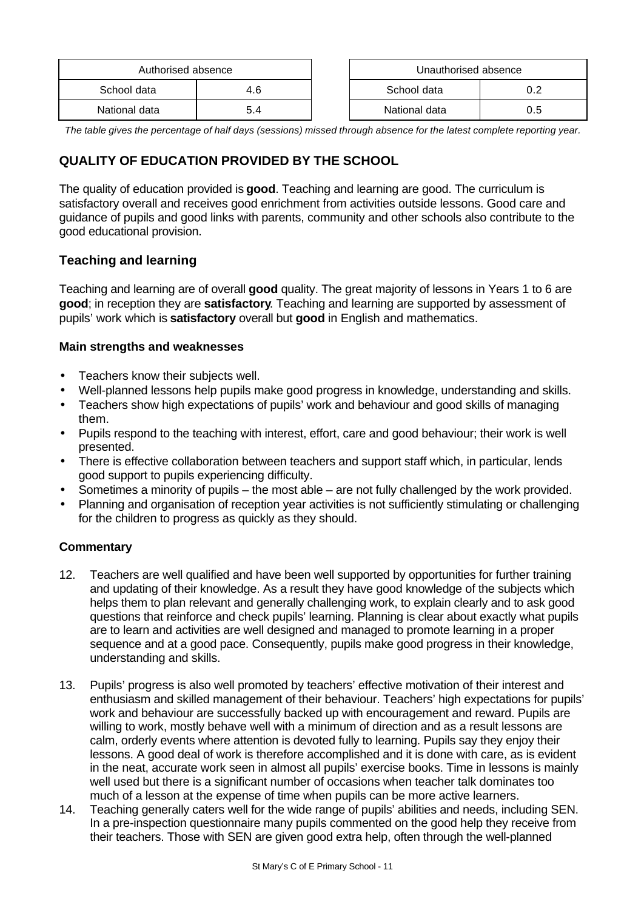| Authorised absence | |
|---|---|
| School data | 4.6 |
| National data | 5.4 |

| Unauthorised absence | |
|---|---|
| School data | 0.2 |
| National data | 0.5 |

*The table gives the percentage of half days (sessions) missed through absence for the latest complete reporting year.*

## QUALITY OF EDUCATION PROVIDED BY THE SCHOOL

The quality of education provided is **good**. Teaching and learning are good. The curriculum is satisfactory overall and receives good enrichment from activities outside lessons. Good care and guidance of pupils and good links with parents, community and other schools also contribute to the good educational provision.

### Teaching and learning

Teaching and learning are of overall **good** quality. The great majority of lessons in Years 1 to 6 are **good**; in reception they are **satisfactory**. Teaching and learning are supported by assessment of pupils' work which is **satisfactory** overall but **good** in English and mathematics.

#### Main strengths and weaknesses

- Teachers know their subjects well.
- Well-planned lessons help pupils make good progress in knowledge, understanding and skills.
- Teachers show high expectations of pupils' work and behaviour and good skills of managing them.
- Pupils respond to the teaching with interest, effort, care and good behaviour; their work is well presented.
- There is effective collaboration between teachers and support staff which, in particular, lends good support to pupils experiencing difficulty.
- Sometimes a minority of pupils – the most able – are not fully challenged by the work provided.
- Planning and organisation of reception year activities is not sufficiently stimulating or challenging for the children to progress as quickly as they should.

#### Commentary

12. Teachers are well qualified and have been well supported by opportunities for further training and updating of their knowledge. As a result they have good knowledge of the subjects which helps them to plan relevant and generally challenging work, to explain clearly and to ask good questions that reinforce and check pupils' learning. Planning is clear about exactly what pupils are to learn and activities are well designed and managed to promote learning in a proper sequence and at a good pace. Consequently, pupils make good progress in their knowledge, understanding and skills.

13. Pupils' progress is also well promoted by teachers' effective motivation of their interest and enthusiasm and skilled management of their behaviour. Teachers' high expectations for pupils' work and behaviour are successfully backed up with encouragement and reward. Pupils are willing to work, mostly behave well with a minimum of direction and as a result lessons are calm, orderly events where attention is devoted fully to learning. Pupils say they enjoy their lessons. A good deal of work is therefore accomplished and it is done with care, as is evident in the neat, accurate work seen in almost all pupils' exercise books. Time in lessons is mainly well used but there is a significant number of occasions when teacher talk dominates too much of a lesson at the expense of time when pupils can be more active learners.

14. Teaching generally caters well for the wide range of pupils' abilities and needs, including SEN. In a pre-inspection questionnaire many pupils commented on the good help they receive from their teachers. Those with SEN are given good extra help, often through the well-planned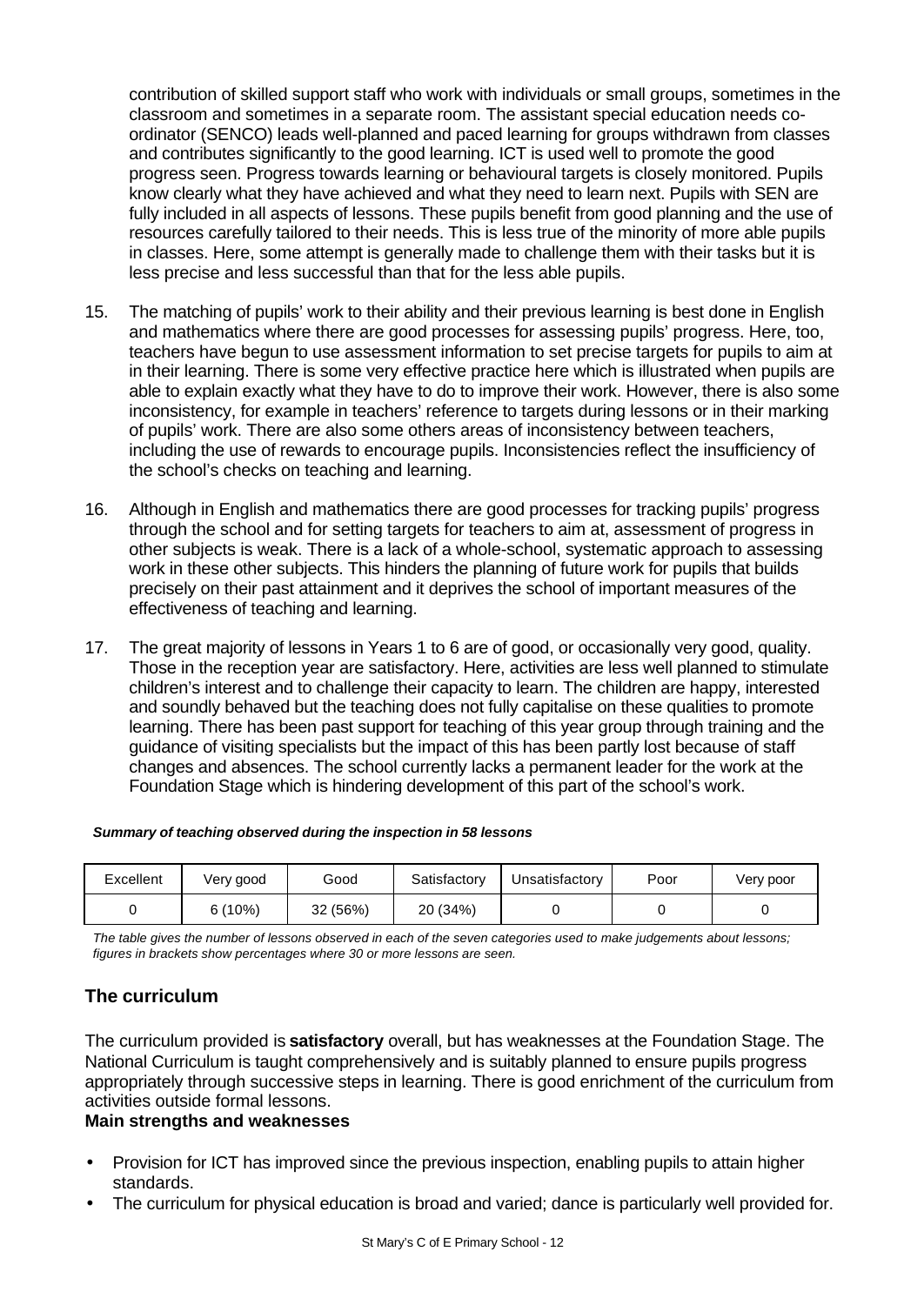contribution of skilled support staff who work with individuals or small groups, sometimes in the classroom and sometimes in a separate room. The assistant special education needs co-ordinator (SENCO) leads well-planned and paced learning for groups withdrawn from classes and contributes significantly to the good learning. ICT is used well to promote the good progress seen. Progress towards learning or behavioural targets is closely monitored. Pupils know clearly what they have achieved and what they need to learn next. Pupils with SEN are fully included in all aspects of lessons. These pupils benefit from good planning and the use of resources carefully tailored to their needs. This is less true of the minority of more able pupils in classes. Here, some attempt is generally made to challenge them with their tasks but it is less precise and less successful than that for the less able pupils.

15. The matching of pupils' work to their ability and their previous learning is best done in English and mathematics where there are good processes for assessing pupils' progress. Here, too, teachers have begun to use assessment information to set precise targets for pupils to aim at in their learning. There is some very effective practice here which is illustrated when pupils are able to explain exactly what they have to do to improve their work. However, there is also some inconsistency, for example in teachers' reference to targets during lessons or in their marking of pupils' work. There are also some others areas of inconsistency between teachers, including the use of rewards to encourage pupils. Inconsistencies reflect the insufficiency of the school's checks on teaching and learning.

16. Although in English and mathematics there are good processes for tracking pupils' progress through the school and for setting targets for teachers to aim at, assessment of progress in other subjects is weak. There is a lack of a whole-school, systematic approach to assessing work in these other subjects. This hinders the planning of future work for pupils that builds precisely on their past attainment and it deprives the school of important measures of the effectiveness of teaching and learning.

17. The great majority of lessons in Years 1 to 6 are of good, or occasionally very good, quality. Those in the reception year are satisfactory. Here, activities are less well planned to stimulate children's interest and to challenge their capacity to learn. The children are happy, interested and soundly behaved but the teaching does not fully capitalise on these qualities to promote learning. There has been past support for teaching of this year group through training and the guidance of visiting specialists but the impact of this has been partly lost because of staff changes and absences. The school currently lacks a permanent leader for the work at the Foundation Stage which is hindering development of this part of the school's work.

***Summary of teaching observed during the inspection in 58 lessons***

| Excellent | Very good | Good | Satisfactory | Unsatisfactory | Poor | Very poor |
|---|---|---|---|---|---|---|
| 0 | 6 (10%) | 32 (56%) | 20 (34%) | 0 | 0 | 0 |

*The table gives the number of lessons observed in each of the seven categories used to make judgements about lessons; figures in brackets show percentages where 30 or more lessons are seen.*

## The curriculum

The curriculum provided is **satisfactory** overall, but has weaknesses at the Foundation Stage. The National Curriculum is taught comprehensively and is suitably planned to ensure pupils progress appropriately through successive steps in learning. There is good enrichment of the curriculum from activities outside formal lessons.

**Main strengths and weaknesses**

- Provision for ICT has improved since the previous inspection, enabling pupils to attain higher standards.
- The curriculum for physical education is broad and varied; dance is particularly well provided for.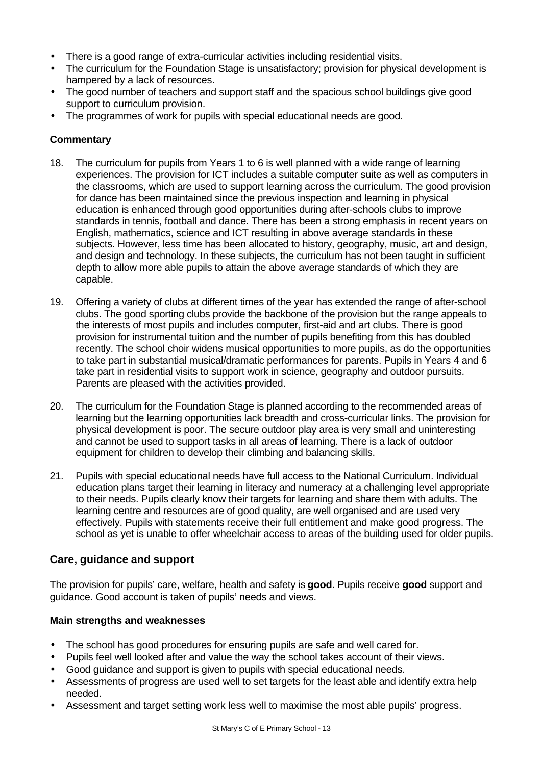- There is a good range of extra-curricular activities including residential visits.
- The curriculum for the Foundation Stage is unsatisfactory; provision for physical development is hampered by a lack of resources.
- The good number of teachers and support staff and the spacious school buildings give good support to curriculum provision.
- The programmes of work for pupils with special educational needs are good.

#### Commentary

18. The curriculum for pupils from Years 1 to 6 is well planned with a wide range of learning experiences. The provision for ICT includes a suitable computer suite as well as computers in the classrooms, which are used to support learning across the curriculum. The good provision for dance has been maintained since the previous inspection and learning in physical education is enhanced through good opportunities during after-schools clubs to improve standards in tennis, football and dance. There has been a strong emphasis in recent years on English, mathematics, science and ICT resulting in above average standards in these subjects. However, less time has been allocated to history, geography, music, art and design, and design and technology. In these subjects, the curriculum has not been taught in sufficient depth to allow more able pupils to attain the above average standards of which they are capable.

19. Offering a variety of clubs at different times of the year has extended the range of after-school clubs. The good sporting clubs provide the backbone of the provision but the range appeals to the interests of most pupils and includes computer, first-aid and art clubs. There is good provision for instrumental tuition and the number of pupils benefiting from this has doubled recently. The school choir widens musical opportunities to more pupils, as do the opportunities to take part in substantial musical/dramatic performances for parents. Pupils in Years 4 and 6 take part in residential visits to support work in science, geography and outdoor pursuits. Parents are pleased with the activities provided.

20. The curriculum for the Foundation Stage is planned according to the recommended areas of learning but the learning opportunities lack breadth and cross-curricular links. The provision for physical development is poor. The secure outdoor play area is very small and uninteresting and cannot be used to support tasks in all areas of learning. There is a lack of outdoor equipment for children to develop their climbing and balancing skills.

21. Pupils with special educational needs have full access to the National Curriculum. Individual education plans target their learning in literacy and numeracy at a challenging level appropriate to their needs. Pupils clearly know their targets for learning and share them with adults. The learning centre and resources are of good quality, are well organised and are used very effectively. Pupils with statements receive their full entitlement and make good progress. The school as yet is unable to offer wheelchair access to areas of the building used for older pupils.

### Care, guidance and support

The provision for pupils' care, welfare, health and safety is **good**. Pupils receive **good** support and guidance. Good account is taken of pupils' needs and views.

#### Main strengths and weaknesses

- The school has good procedures for ensuring pupils are safe and well cared for.
- Pupils feel well looked after and value the way the school takes account of their views.
- Good guidance and support is given to pupils with special educational needs.
- Assessments of progress are used well to set targets for the least able and identify extra help needed.
- Assessment and target setting work less well to maximise the most able pupils' progress.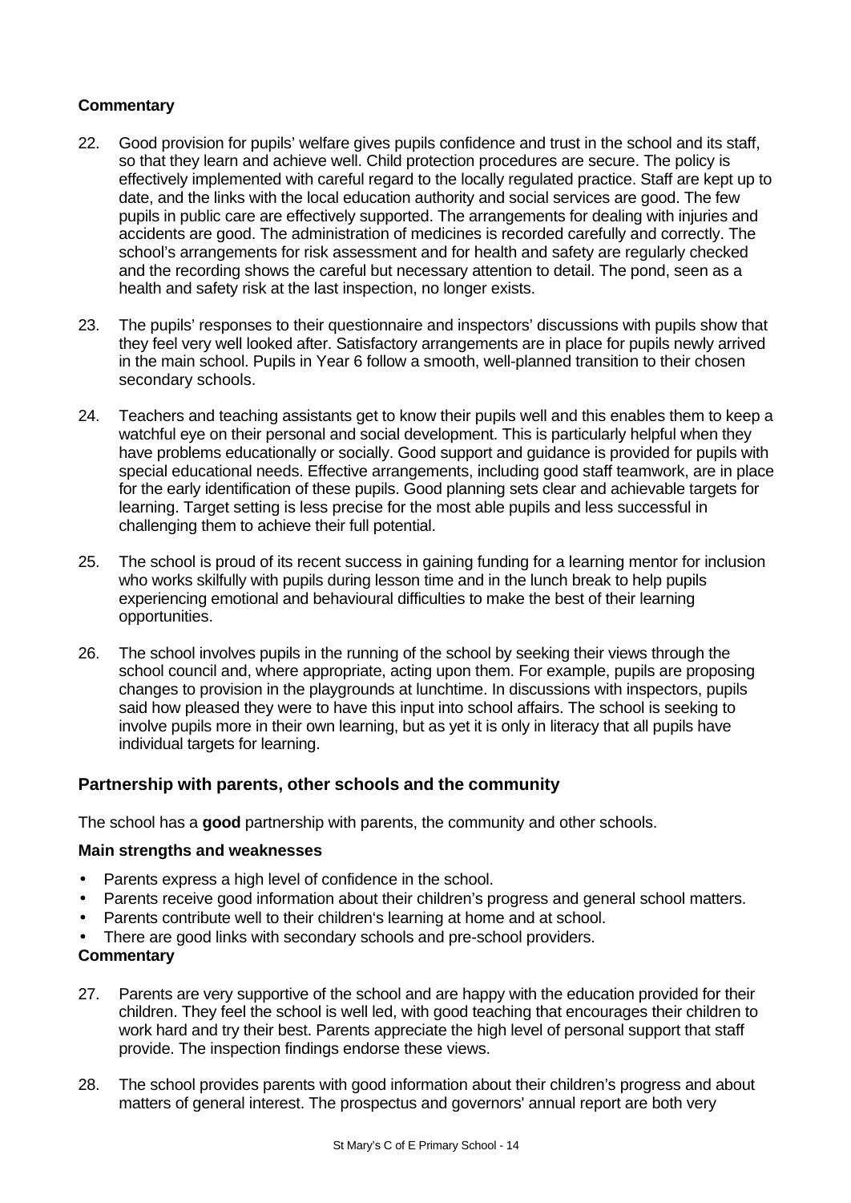**Commentary**

22. Good provision for pupils' welfare gives pupils confidence and trust in the school and its staff, so that they learn and achieve well. Child protection procedures are secure. The policy is effectively implemented with careful regard to the locally regulated practice. Staff are kept up to date, and the links with the local education authority and social services are good. The few pupils in public care are effectively supported. The arrangements for dealing with injuries and accidents are good. The administration of medicines is recorded carefully and correctly. The school's arrangements for risk assessment and for health and safety are regularly checked and the recording shows the careful but necessary attention to detail. The pond, seen as a health and safety risk at the last inspection, no longer exists.

23. The pupils' responses to their questionnaire and inspectors' discussions with pupils show that they feel very well looked after. Satisfactory arrangements are in place for pupils newly arrived in the main school. Pupils in Year 6 follow a smooth, well-planned transition to their chosen secondary schools.

24. Teachers and teaching assistants get to know their pupils well and this enables them to keep a watchful eye on their personal and social development. This is particularly helpful when they have problems educationally or socially. Good support and guidance is provided for pupils with special educational needs. Effective arrangements, including good staff teamwork, are in place for the early identification of these pupils. Good planning sets clear and achievable targets for learning. Target setting is less precise for the most able pupils and less successful in challenging them to achieve their full potential.

25. The school is proud of its recent success in gaining funding for a learning mentor for inclusion who works skilfully with pupils during lesson time and in the lunch break to help pupils experiencing emotional and behavioural difficulties to make the best of their learning opportunities.

26. The school involves pupils in the running of the school by seeking their views through the school council and, where appropriate, acting upon them. For example, pupils are proposing changes to provision in the playgrounds at lunchtime. In discussions with inspectors, pupils said how pleased they were to have this input into school affairs. The school is seeking to involve pupils more in their own learning, but as yet it is only in literacy that all pupils have individual targets for learning.

## Partnership with parents, other schools and the community

The school has a **good** partnership with parents, the community and other schools.

**Main strengths and weaknesses**

- Parents express a high level of confidence in the school.
- Parents receive good information about their children's progress and general school matters.
- Parents contribute well to their children's learning at home and at school.
- There are good links with secondary schools and pre-school providers.

**Commentary**

27. Parents are very supportive of the school and are happy with the education provided for their children. They feel the school is well led, with good teaching that encourages their children to work hard and try their best. Parents appreciate the high level of personal support that staff provide. The inspection findings endorse these views.

28. The school provides parents with good information about their children's progress and about matters of general interest. The prospectus and governors' annual report are both very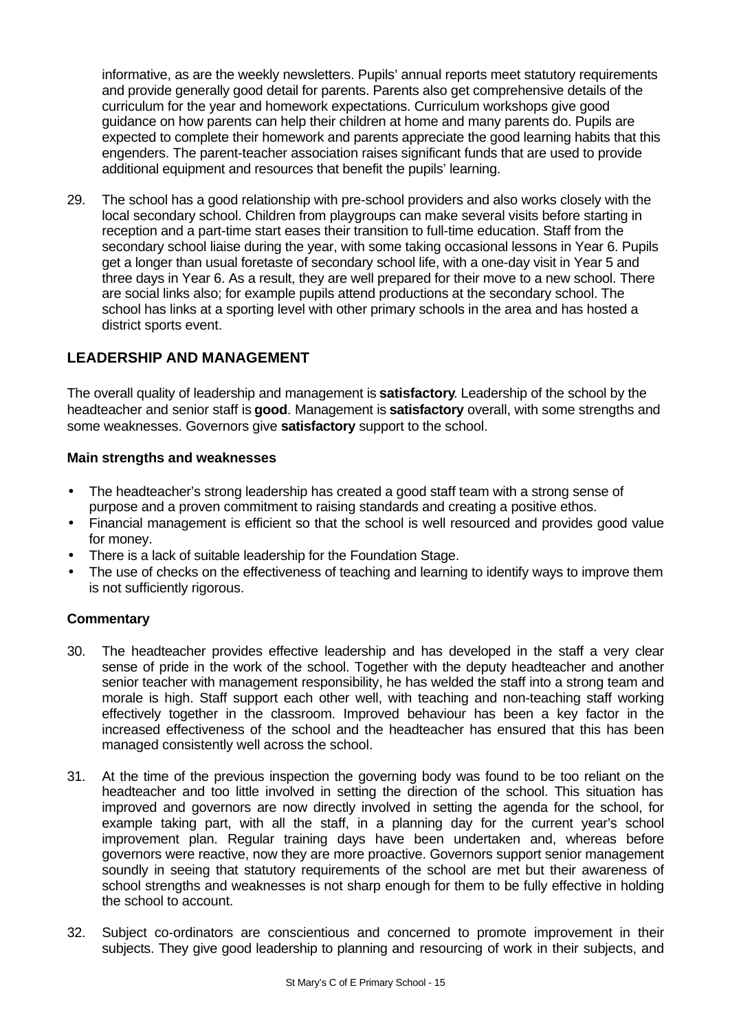informative, as are the weekly newsletters. Pupils' annual reports meet statutory requirements and provide generally good detail for parents. Parents also get comprehensive details of the curriculum for the year and homework expectations. Curriculum workshops give good guidance on how parents can help their children at home and many parents do. Pupils are expected to complete their homework and parents appreciate the good learning habits that this engenders. The parent-teacher association raises significant funds that are used to provide additional equipment and resources that benefit the pupils' learning.

29. The school has a good relationship with pre-school providers and also works closely with the local secondary school. Children from playgroups can make several visits before starting in reception and a part-time start eases their transition to full-time education. Staff from the secondary school liaise during the year, with some taking occasional lessons in Year 6. Pupils get a longer than usual foretaste of secondary school life, with a one-day visit in Year 5 and three days in Year 6. As a result, they are well prepared for their move to a new school. There are social links also; for example pupils attend productions at the secondary school. The school has links at a sporting level with other primary schools in the area and has hosted a district sports event.

## LEADERSHIP AND MANAGEMENT

The overall quality of leadership and management is **satisfactory**. Leadership of the school by the headteacher and senior staff is **good**. Management is **satisfactory** overall, with some strengths and some weaknesses. Governors give **satisfactory** support to the school.

### Main strengths and weaknesses

- The headteacher's strong leadership has created a good staff team with a strong sense of purpose and a proven commitment to raising standards and creating a positive ethos.
- Financial management is efficient so that the school is well resourced and provides good value for money.
- There is a lack of suitable leadership for the Foundation Stage.
- The use of checks on the effectiveness of teaching and learning to identify ways to improve them is not sufficiently rigorous.

### Commentary

30. The headteacher provides effective leadership and has developed in the staff a very clear sense of pride in the work of the school. Together with the deputy headteacher and another senior teacher with management responsibility, he has welded the staff into a strong team and morale is high. Staff support each other well, with teaching and non-teaching staff working effectively together in the classroom. Improved behaviour has been a key factor in the increased effectiveness of the school and the headteacher has ensured that this has been managed consistently well across the school.

31. At the time of the previous inspection the governing body was found to be too reliant on the headteacher and too little involved in setting the direction of the school. This situation has improved and governors are now directly involved in setting the agenda for the school, for example taking part, with all the staff, in a planning day for the current year's school improvement plan. Regular training days have been undertaken and, whereas before governors were reactive, now they are more proactive. Governors support senior management soundly in seeing that statutory requirements of the school are met but their awareness of school strengths and weaknesses is not sharp enough for them to be fully effective in holding the school to account.

32. Subject co-ordinators are conscientious and concerned to promote improvement in their subjects. They give good leadership to planning and resourcing of work in their subjects, and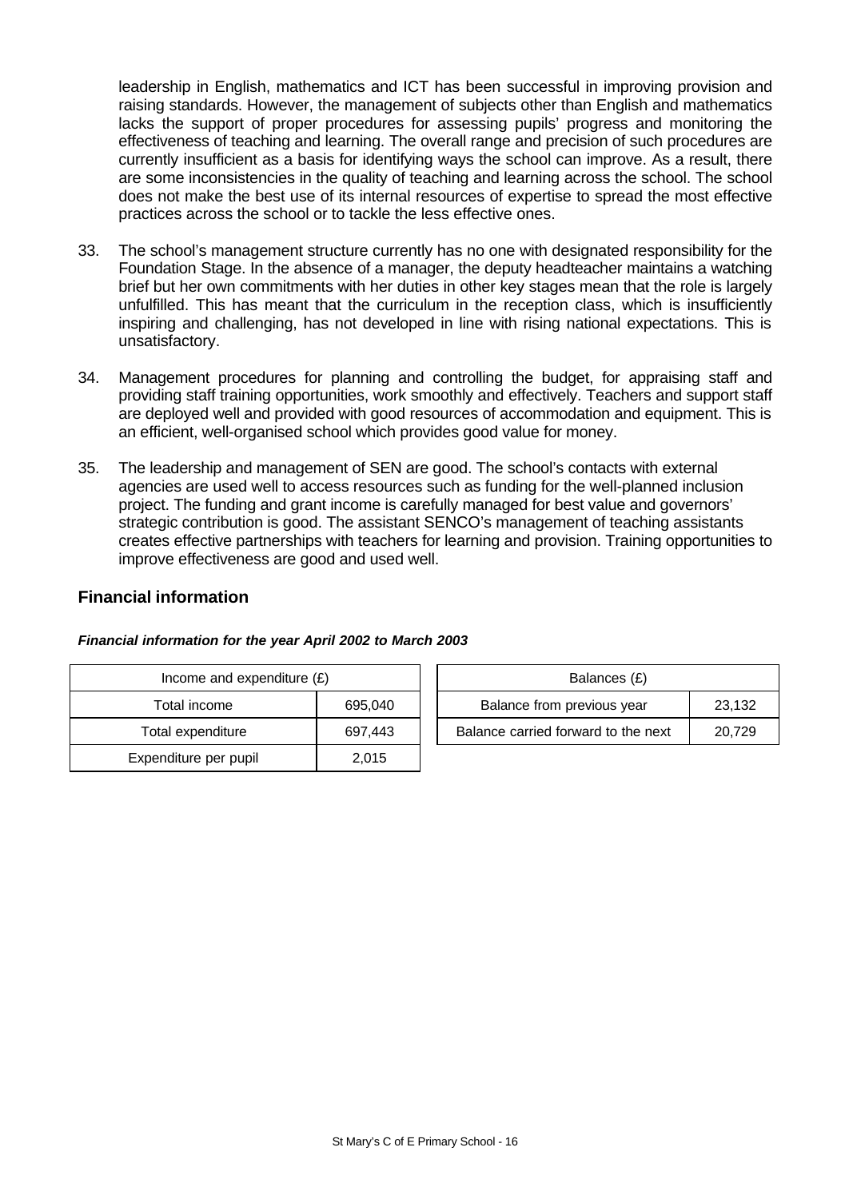leadership in English, mathematics and ICT has been successful in improving provision and raising standards. However, the management of subjects other than English and mathematics lacks the support of proper procedures for assessing pupils' progress and monitoring the effectiveness of teaching and learning. The overall range and precision of such procedures are currently insufficient as a basis for identifying ways the school can improve. As a result, there are some inconsistencies in the quality of teaching and learning across the school. The school does not make the best use of its internal resources of expertise to spread the most effective practices across the school or to tackle the less effective ones.

33. The school's management structure currently has no one with designated responsibility for the Foundation Stage. In the absence of a manager, the deputy headteacher maintains a watching brief but her own commitments with her duties in other key stages mean that the role is largely unfulfilled. This has meant that the curriculum in the reception class, which is insufficiently inspiring and challenging, has not developed in line with rising national expectations. This is unsatisfactory.

34. Management procedures for planning and controlling the budget, for appraising staff and providing staff training opportunities, work smoothly and effectively. Teachers and support staff are deployed well and provided with good resources of accommodation and equipment. This is an efficient, well-organised school which provides good value for money.

35. The leadership and management of SEN are good. The school's contacts with external agencies are used well to access resources such as funding for the well-planned inclusion project. The funding and grant income is carefully managed for best value and governors' strategic contribution is good. The assistant SENCO's management of teaching assistants creates effective partnerships with teachers for learning and provision. Training opportunities to improve effectiveness are good and used well.

## Financial information

***Financial information for the year April 2002 to March 2003***

| Income and expenditure (£) | |
|---|---|
| Total income | 695,040 |
| Total expenditure | 697,443 |
| Expenditure per pupil | 2,015 |

| Balances (£) | |
|---|---|
| Balance from previous year | 23,132 |
| Balance carried forward to the next | 20,729 |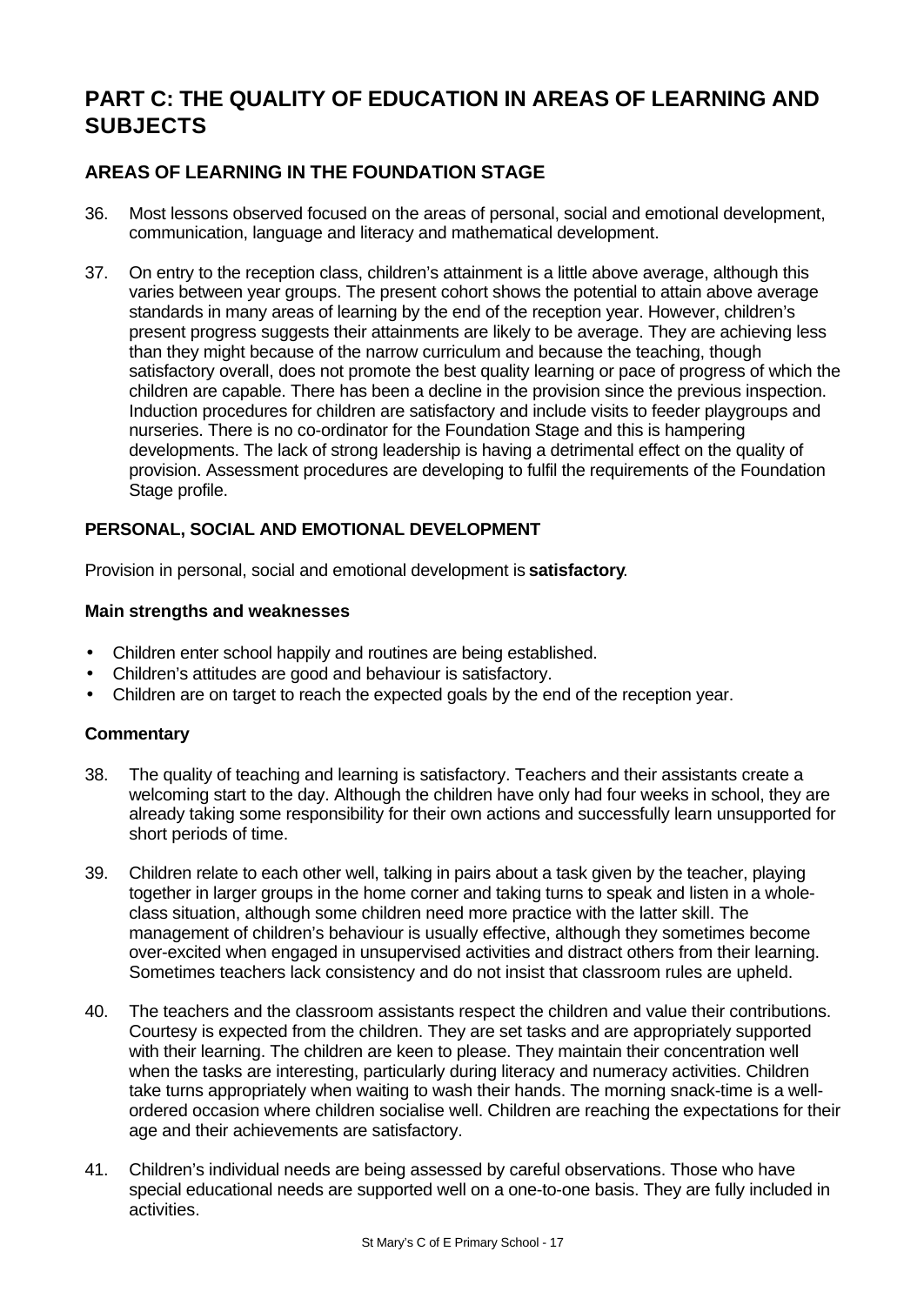# PART C: THE QUALITY OF EDUCATION IN AREAS OF LEARNING AND SUBJECTS

## AREAS OF LEARNING IN THE FOUNDATION STAGE

36. Most lessons observed focused on the areas of personal, social and emotional development, communication, language and literacy and mathematical development.

37. On entry to the reception class, children's attainment is a little above average, although this varies between year groups. The present cohort shows the potential to attain above average standards in many areas of learning by the end of the reception year. However, children's present progress suggests their attainments are likely to be average. They are achieving less than they might because of the narrow curriculum and because the teaching, though satisfactory overall, does not promote the best quality learning or pace of progress of which the children are capable. There has been a decline in the provision since the previous inspection. Induction procedures for children are satisfactory and include visits to feeder playgroups and nurseries. There is no co-ordinator for the Foundation Stage and this is hampering developments. The lack of strong leadership is having a detrimental effect on the quality of provision. Assessment procedures are developing to fulfil the requirements of the Foundation Stage profile.

### PERSONAL, SOCIAL AND EMOTIONAL DEVELOPMENT

Provision in personal, social and emotional development is **satisfactory**.

#### Main strengths and weaknesses

- Children enter school happily and routines are being established.
- Children's attitudes are good and behaviour is satisfactory.
- Children are on target to reach the expected goals by the end of the reception year.

#### Commentary

38. The quality of teaching and learning is satisfactory. Teachers and their assistants create a welcoming start to the day. Although the children have only had four weeks in school, they are already taking some responsibility for their own actions and successfully learn unsupported for short periods of time.

39. Children relate to each other well, talking in pairs about a task given by the teacher, playing together in larger groups in the home corner and taking turns to speak and listen in a whole-class situation, although some children need more practice with the latter skill. The management of children's behaviour is usually effective, although they sometimes become over-excited when engaged in unsupervised activities and distract others from their learning. Sometimes teachers lack consistency and do not insist that classroom rules are upheld.

40. The teachers and the classroom assistants respect the children and value their contributions. Courtesy is expected from the children. They are set tasks and are appropriately supported with their learning. The children are keen to please. They maintain their concentration well when the tasks are interesting, particularly during literacy and numeracy activities. Children take turns appropriately when waiting to wash their hands. The morning snack-time is a well-ordered occasion where children socialise well. Children are reaching the expectations for their age and their achievements are satisfactory.

41. Children's individual needs are being assessed by careful observations. Those who have special educational needs are supported well on a one-to-one basis. They are fully included in activities.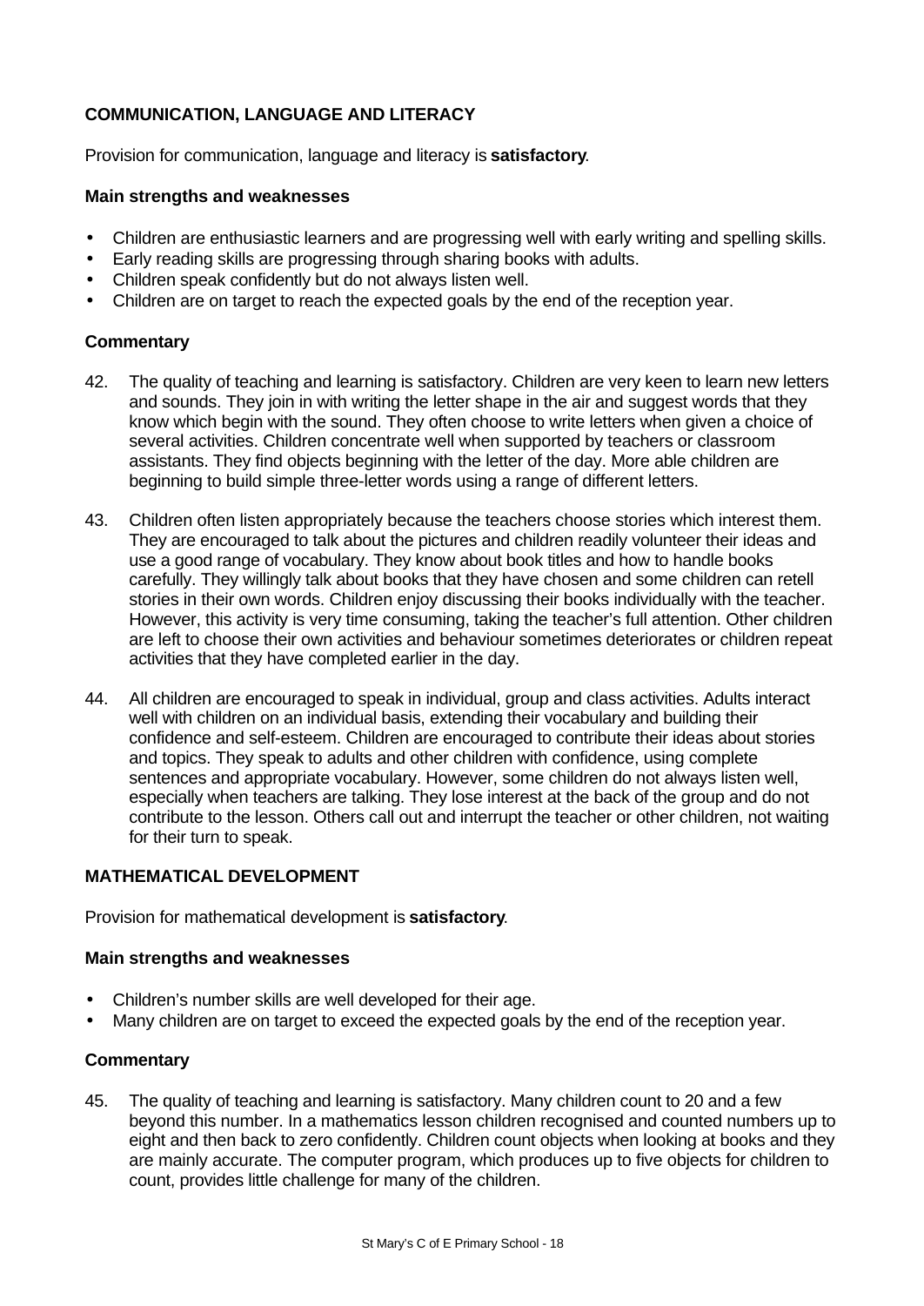### COMMUNICATION, LANGUAGE AND LITERACY

Provision for communication, language and literacy is **satisfactory**.

#### Main strengths and weaknesses

- Children are enthusiastic learners and are progressing well with early writing and spelling skills.
- Early reading skills are progressing through sharing books with adults.
- Children speak confidently but do not always listen well.
- Children are on target to reach the expected goals by the end of the reception year.

#### Commentary

42. The quality of teaching and learning is satisfactory. Children are very keen to learn new letters and sounds. They join in with writing the letter shape in the air and suggest words that they know which begin with the sound. They often choose to write letters when given a choice of several activities. Children concentrate well when supported by teachers or classroom assistants. They find objects beginning with the letter of the day. More able children are beginning to build simple three-letter words using a range of different letters.

43. Children often listen appropriately because the teachers choose stories which interest them. They are encouraged to talk about the pictures and children readily volunteer their ideas and use a good range of vocabulary. They know about book titles and how to handle books carefully. They willingly talk about books that they have chosen and some children can retell stories in their own words. Children enjoy discussing their books individually with the teacher. However, this activity is very time consuming, taking the teacher's full attention. Other children are left to choose their own activities and behaviour sometimes deteriorates or children repeat activities that they have completed earlier in the day.

44. All children are encouraged to speak in individual, group and class activities. Adults interact well with children on an individual basis, extending their vocabulary and building their confidence and self-esteem. Children are encouraged to contribute their ideas about stories and topics. They speak to adults and other children with confidence, using complete sentences and appropriate vocabulary. However, some children do not always listen well, especially when teachers are talking. They lose interest at the back of the group and do not contribute to the lesson. Others call out and interrupt the teacher or other children, not waiting for their turn to speak.

### MATHEMATICAL DEVELOPMENT

Provision for mathematical development is **satisfactory**.

#### Main strengths and weaknesses

- Children's number skills are well developed for their age.
- Many children are on target to exceed the expected goals by the end of the reception year.

#### Commentary

45. The quality of teaching and learning is satisfactory. Many children count to 20 and a few beyond this number. In a mathematics lesson children recognised and counted numbers up to eight and then back to zero confidently. Children count objects when looking at books and they are mainly accurate. The computer program, which produces up to five objects for children to count, provides little challenge for many of the children.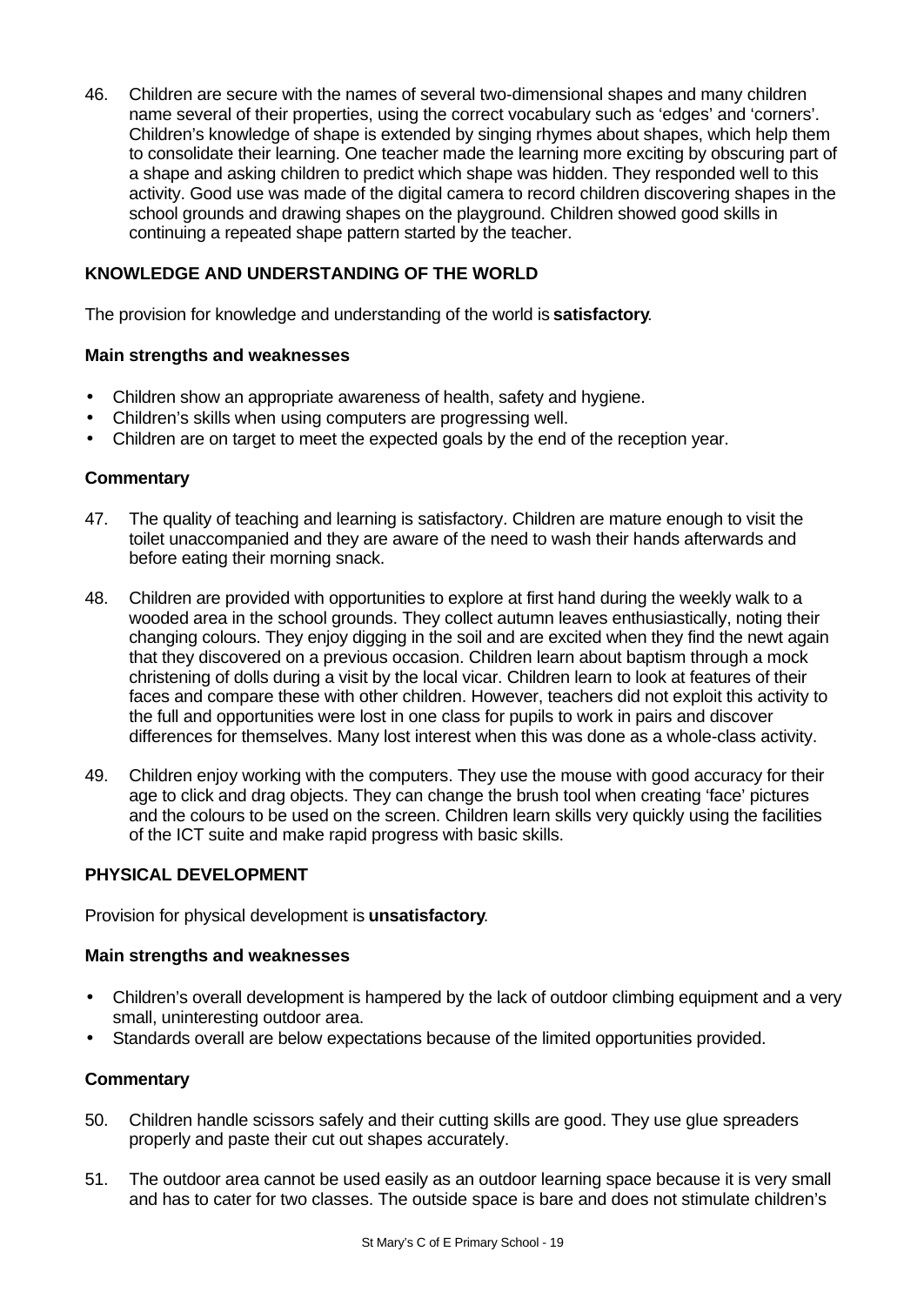46. Children are secure with the names of several two-dimensional shapes and many children name several of their properties, using the correct vocabulary such as 'edges' and 'corners'. Children's knowledge of shape is extended by singing rhymes about shapes, which help them to consolidate their learning. One teacher made the learning more exciting by obscuring part of a shape and asking children to predict which shape was hidden. They responded well to this activity. Good use was made of the digital camera to record children discovering shapes in the school grounds and drawing shapes on the playground. Children showed good skills in continuing a repeated shape pattern started by the teacher.

## KNOWLEDGE AND UNDERSTANDING OF THE WORLD

The provision for knowledge and understanding of the world is **satisfactory**.

### Main strengths and weaknesses

- Children show an appropriate awareness of health, safety and hygiene.
- Children's skills when using computers are progressing well.
- Children are on target to meet the expected goals by the end of the reception year.

### Commentary

47. The quality of teaching and learning is satisfactory. Children are mature enough to visit the toilet unaccompanied and they are aware of the need to wash their hands afterwards and before eating their morning snack.

48. Children are provided with opportunities to explore at first hand during the weekly walk to a wooded area in the school grounds. They collect autumn leaves enthusiastically, noting their changing colours. They enjoy digging in the soil and are excited when they find the newt again that they discovered on a previous occasion. Children learn about baptism through a mock christening of dolls during a visit by the local vicar. Children learn to look at features of their faces and compare these with other children. However, teachers did not exploit this activity to the full and opportunities were lost in one class for pupils to work in pairs and discover differences for themselves. Many lost interest when this was done as a whole-class activity.

49. Children enjoy working with the computers. They use the mouse with good accuracy for their age to click and drag objects. They can change the brush tool when creating 'face' pictures and the colours to be used on the screen. Children learn skills very quickly using the facilities of the ICT suite and make rapid progress with basic skills.

## PHYSICAL DEVELOPMENT

Provision for physical development is **unsatisfactory**.

### Main strengths and weaknesses

- Children's overall development is hampered by the lack of outdoor climbing equipment and a very small, uninteresting outdoor area.
- Standards overall are below expectations because of the limited opportunities provided.

### Commentary

50. Children handle scissors safely and their cutting skills are good. They use glue spreaders properly and paste their cut out shapes accurately.

51. The outdoor area cannot be used easily as an outdoor learning space because it is very small and has to cater for two classes. The outside space is bare and does not stimulate children's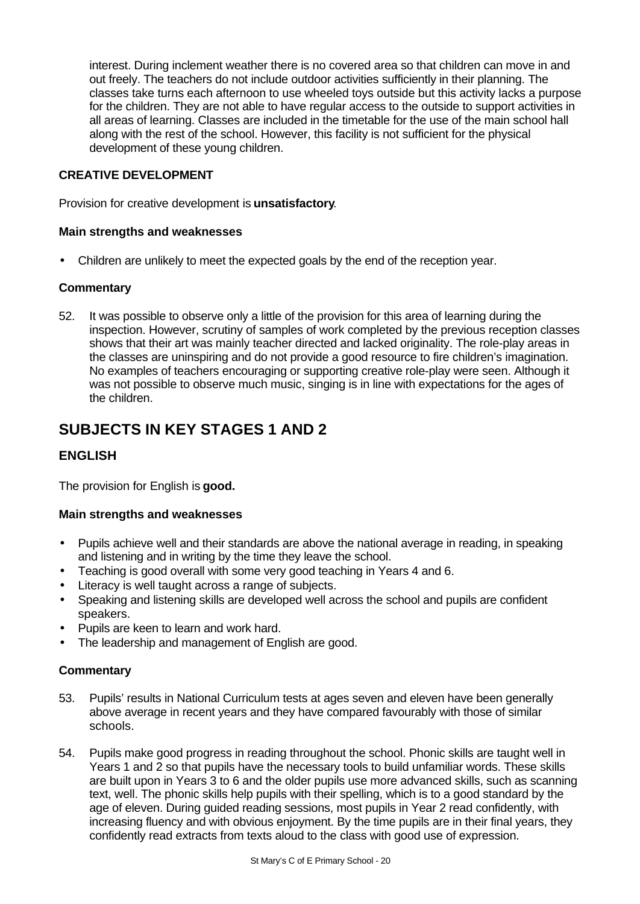interest. During inclement weather there is no covered area so that children can move in and out freely. The teachers do not include outdoor activities sufficiently in their planning. The classes take turns each afternoon to use wheeled toys outside but this activity lacks a purpose for the children. They are not able to have regular access to the outside to support activities in all areas of learning. Classes are included in the timetable for the use of the main school hall along with the rest of the school. However, this facility is not sufficient for the physical development of these young children.

### CREATIVE DEVELOPMENT

Provision for creative development is **unsatisfactory**.

#### Main strengths and weaknesses

- Children are unlikely to meet the expected goals by the end of the reception year.

#### Commentary

52. It was possible to observe only a little of the provision for this area of learning during the inspection. However, scrutiny of samples of work completed by the previous reception classes shows that their art was mainly teacher directed and lacked originality. The role-play areas in the classes are uninspiring and do not provide a good resource to fire children's imagination. No examples of teachers encouraging or supporting creative role-play were seen. Although it was not possible to observe much music, singing is in line with expectations for the ages of the children.

## SUBJECTS IN KEY STAGES 1 AND 2

### ENGLISH

The provision for English is **good.**

#### Main strengths and weaknesses

- Pupils achieve well and their standards are above the national average in reading, in speaking and listening and in writing by the time they leave the school.
- Teaching is good overall with some very good teaching in Years 4 and 6.
- Literacy is well taught across a range of subjects.
- Speaking and listening skills are developed well across the school and pupils are confident speakers.
- Pupils are keen to learn and work hard.
- The leadership and management of English are good.

#### Commentary

53. Pupils' results in National Curriculum tests at ages seven and eleven have been generally above average in recent years and they have compared favourably with those of similar schools.

54. Pupils make good progress in reading throughout the school. Phonic skills are taught well in Years 1 and 2 so that pupils have the necessary tools to build unfamiliar words. These skills are built upon in Years 3 to 6 and the older pupils use more advanced skills, such as scanning text, well. The phonic skills help pupils with their spelling, which is to a good standard by the age of eleven. During guided reading sessions, most pupils in Year 2 read confidently, with increasing fluency and with obvious enjoyment. By the time pupils are in their final years, they confidently read extracts from texts aloud to the class with good use of expression.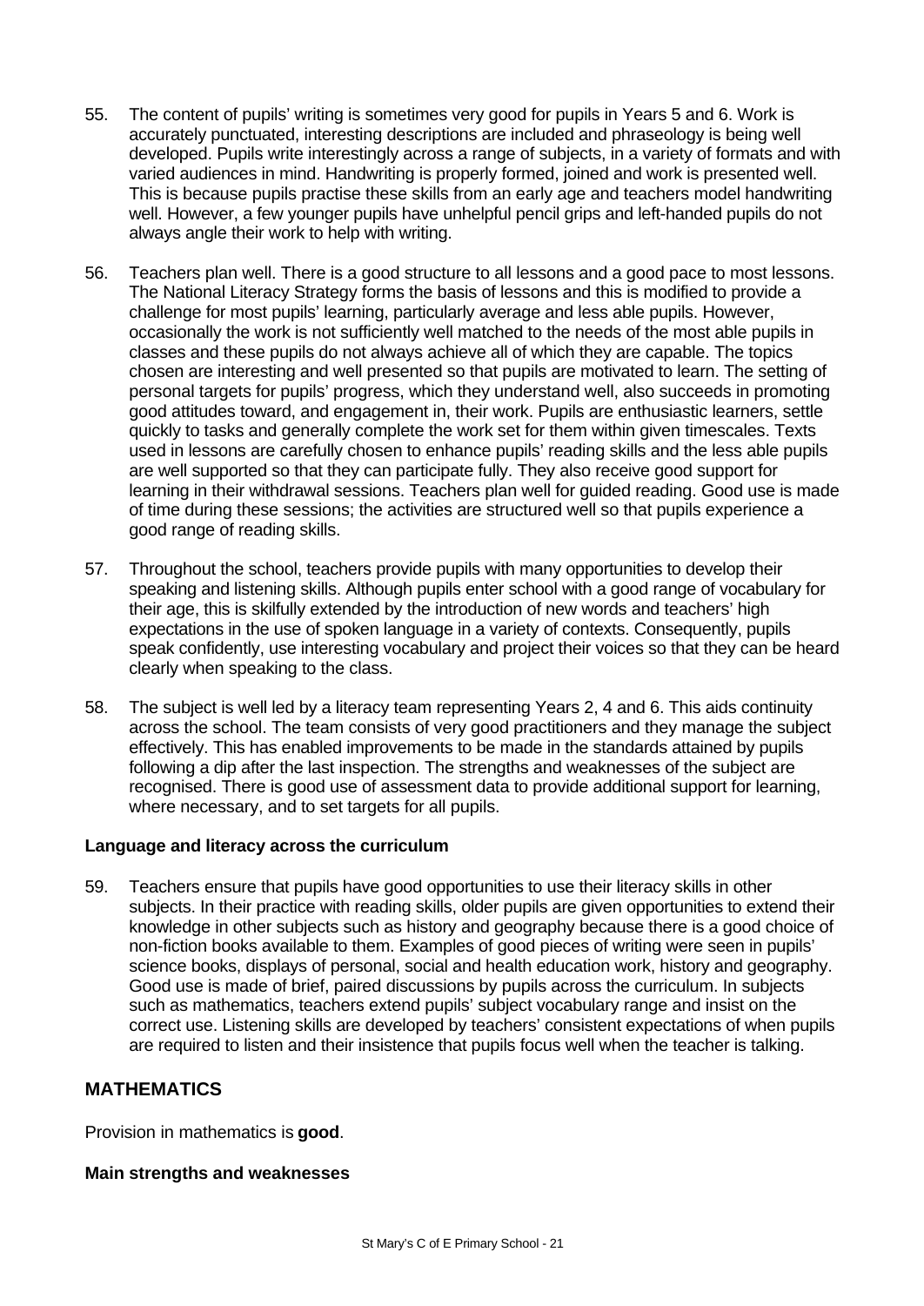55. The content of pupils' writing is sometimes very good for pupils in Years 5 and 6. Work is accurately punctuated, interesting descriptions are included and phraseology is being well developed. Pupils write interestingly across a range of subjects, in a variety of formats and with varied audiences in mind. Handwriting is properly formed, joined and work is presented well. This is because pupils practise these skills from an early age and teachers model handwriting well. However, a few younger pupils have unhelpful pencil grips and left-handed pupils do not always angle their work to help with writing.

56. Teachers plan well. There is a good structure to all lessons and a good pace to most lessons. The National Literacy Strategy forms the basis of lessons and this is modified to provide a challenge for most pupils' learning, particularly average and less able pupils. However, occasionally the work is not sufficiently well matched to the needs of the most able pupils in classes and these pupils do not always achieve all of which they are capable. The topics chosen are interesting and well presented so that pupils are motivated to learn. The setting of personal targets for pupils' progress, which they understand well, also succeeds in promoting good attitudes toward, and engagement in, their work. Pupils are enthusiastic learners, settle quickly to tasks and generally complete the work set for them within given timescales. Texts used in lessons are carefully chosen to enhance pupils' reading skills and the less able pupils are well supported so that they can participate fully. They also receive good support for learning in their withdrawal sessions. Teachers plan well for guided reading. Good use is made of time during these sessions; the activities are structured well so that pupils experience a good range of reading skills.

57. Throughout the school, teachers provide pupils with many opportunities to develop their speaking and listening skills. Although pupils enter school with a good range of vocabulary for their age, this is skilfully extended by the introduction of new words and teachers' high expectations in the use of spoken language in a variety of contexts. Consequently, pupils speak confidently, use interesting vocabulary and project their voices so that they can be heard clearly when speaking to the class.

58. The subject is well led by a literacy team representing Years 2, 4 and 6. This aids continuity across the school. The team consists of very good practitioners and they manage the subject effectively. This has enabled improvements to be made in the standards attained by pupils following a dip after the last inspection. The strengths and weaknesses of the subject are recognised. There is good use of assessment data to provide additional support for learning, where necessary, and to set targets for all pupils.

**Language and literacy across the curriculum**

59. Teachers ensure that pupils have good opportunities to use their literacy skills in other subjects. In their practice with reading skills, older pupils are given opportunities to extend their knowledge in other subjects such as history and geography because there is a good choice of non-fiction books available to them. Examples of good pieces of writing were seen in pupils' science books, displays of personal, social and health education work, history and geography. Good use is made of brief, paired discussions by pupils across the curriculum. In subjects such as mathematics, teachers extend pupils' subject vocabulary range and insist on the correct use. Listening skills are developed by teachers' consistent expectations of when pupils are required to listen and their insistence that pupils focus well when the teacher is talking.

## MATHEMATICS

Provision in mathematics is **good**.

**Main strengths and weaknesses**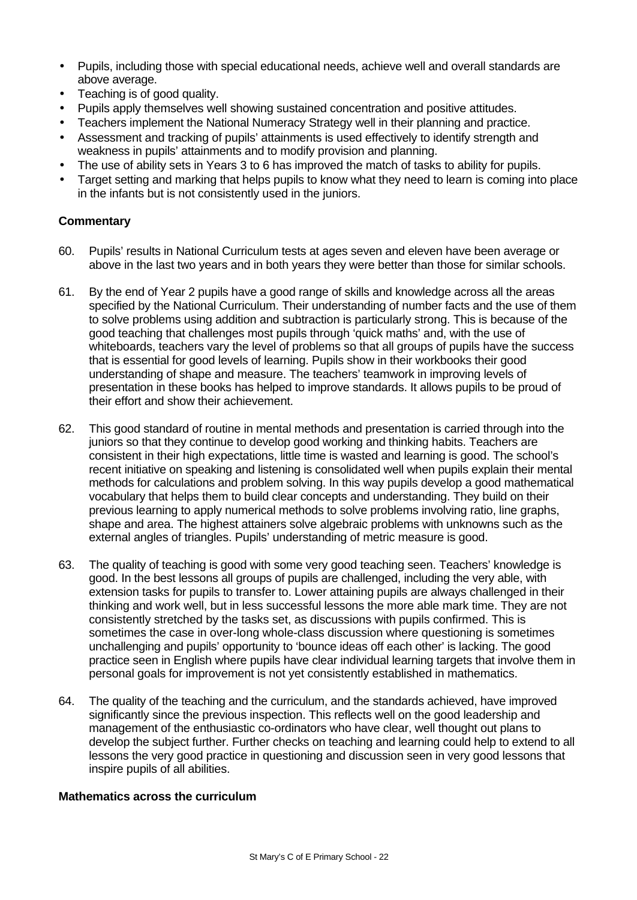- Pupils, including those with special educational needs, achieve well and overall standards are above average.
- Teaching is of good quality.
- Pupils apply themselves well showing sustained concentration and positive attitudes.
- Teachers implement the National Numeracy Strategy well in their planning and practice.
- Assessment and tracking of pupils' attainments is used effectively to identify strength and weakness in pupils' attainments and to modify provision and planning.
- The use of ability sets in Years 3 to 6 has improved the match of tasks to ability for pupils.
- Target setting and marking that helps pupils to know what they need to learn is coming into place in the infants but is not consistently used in the juniors.

**Commentary**

60. Pupils' results in National Curriculum tests at ages seven and eleven have been average or above in the last two years and in both years they were better than those for similar schools.

61. By the end of Year 2 pupils have a good range of skills and knowledge across all the areas specified by the National Curriculum. Their understanding of number facts and the use of them to solve problems using addition and subtraction is particularly strong. This is because of the good teaching that challenges most pupils through 'quick maths' and, with the use of whiteboards, teachers vary the level of problems so that all groups of pupils have the success that is essential for good levels of learning. Pupils show in their workbooks their good understanding of shape and measure. The teachers' teamwork in improving levels of presentation in these books has helped to improve standards. It allows pupils to be proud of their effort and show their achievement.

62. This good standard of routine in mental methods and presentation is carried through into the juniors so that they continue to develop good working and thinking habits. Teachers are consistent in their high expectations, little time is wasted and learning is good. The school's recent initiative on speaking and listening is consolidated well when pupils explain their mental methods for calculations and problem solving. In this way pupils develop a good mathematical vocabulary that helps them to build clear concepts and understanding. They build on their previous learning to apply numerical methods to solve problems involving ratio, line graphs, shape and area. The highest attainers solve algebraic problems with unknowns such as the external angles of triangles. Pupils' understanding of metric measure is good.

63. The quality of teaching is good with some very good teaching seen. Teachers' knowledge is good. In the best lessons all groups of pupils are challenged, including the very able, with extension tasks for pupils to transfer to. Lower attaining pupils are always challenged in their thinking and work well, but in less successful lessons the more able mark time. They are not consistently stretched by the tasks set, as discussions with pupils confirmed. This is sometimes the case in over-long whole-class discussion where questioning is sometimes unchallenging and pupils' opportunity to 'bounce ideas off each other' is lacking. The good practice seen in English where pupils have clear individual learning targets that involve them in personal goals for improvement is not yet consistently established in mathematics.

64. The quality of the teaching and the curriculum, and the standards achieved, have improved significantly since the previous inspection. This reflects well on the good leadership and management of the enthusiastic co-ordinators who have clear, well thought out plans to develop the subject further. Further checks on teaching and learning could help to extend to all lessons the very good practice in questioning and discussion seen in very good lessons that inspire pupils of all abilities.

**Mathematics across the curriculum**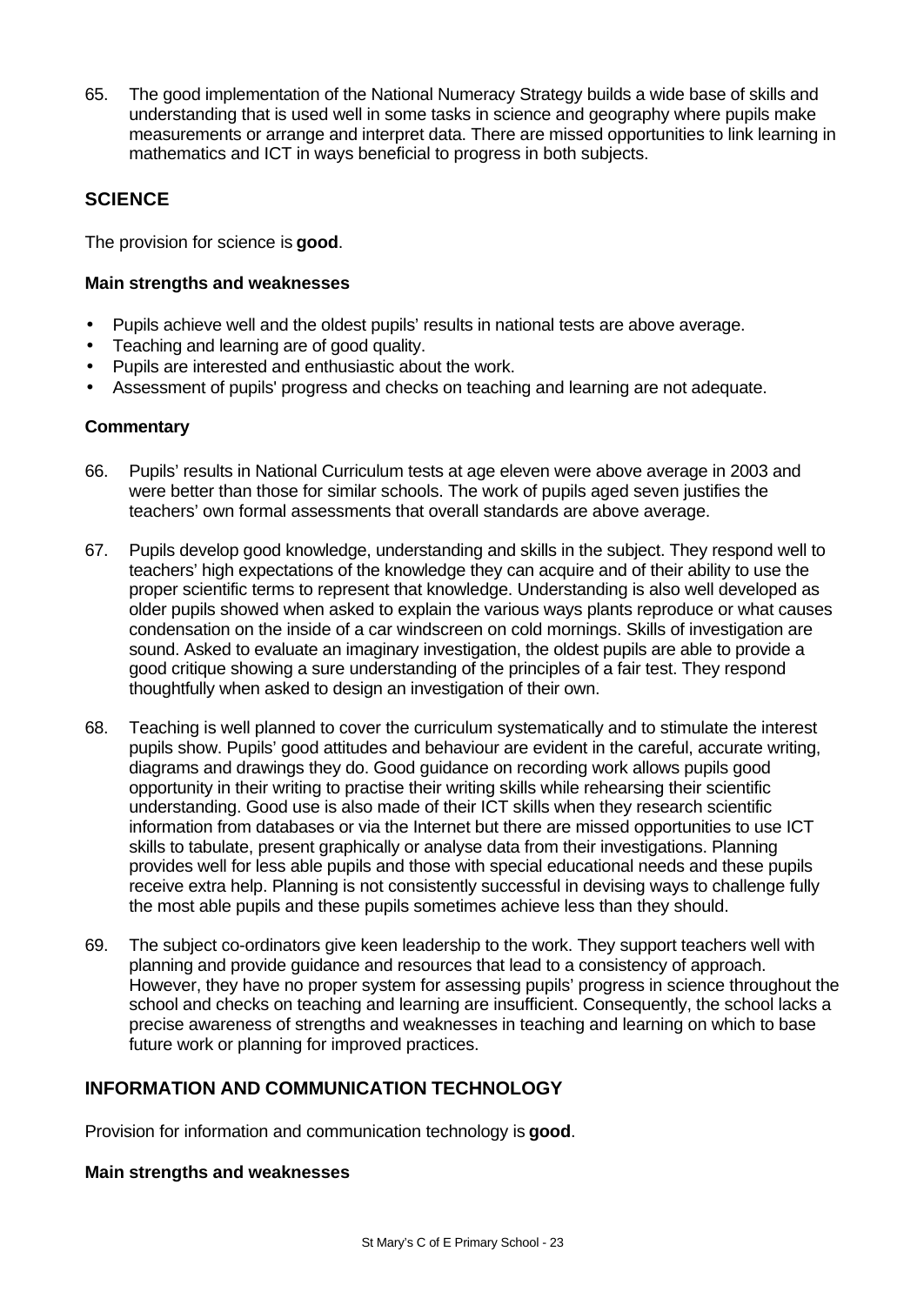65. The good implementation of the National Numeracy Strategy builds a wide base of skills and understanding that is used well in some tasks in science and geography where pupils make measurements or arrange and interpret data. There are missed opportunities to link learning in mathematics and ICT in ways beneficial to progress in both subjects.

## SCIENCE

The provision for science is **good**.

### Main strengths and weaknesses

- Pupils achieve well and the oldest pupils' results in national tests are above average.
- Teaching and learning are of good quality.
- Pupils are interested and enthusiastic about the work.
- Assessment of pupils' progress and checks on teaching and learning are not adequate.

### Commentary

66. Pupils' results in National Curriculum tests at age eleven were above average in 2003 and were better than those for similar schools. The work of pupils aged seven justifies the teachers' own formal assessments that overall standards are above average.

67. Pupils develop good knowledge, understanding and skills in the subject. They respond well to teachers' high expectations of the knowledge they can acquire and of their ability to use the proper scientific terms to represent that knowledge. Understanding is also well developed as older pupils showed when asked to explain the various ways plants reproduce or what causes condensation on the inside of a car windscreen on cold mornings. Skills of investigation are sound. Asked to evaluate an imaginary investigation, the oldest pupils are able to provide a good critique showing a sure understanding of the principles of a fair test. They respond thoughtfully when asked to design an investigation of their own.

68. Teaching is well planned to cover the curriculum systematically and to stimulate the interest pupils show. Pupils' good attitudes and behaviour are evident in the careful, accurate writing, diagrams and drawings they do. Good guidance on recording work allows pupils good opportunity in their writing to practise their writing skills while rehearsing their scientific understanding. Good use is also made of their ICT skills when they research scientific information from databases or via the Internet but there are missed opportunities to use ICT skills to tabulate, present graphically or analyse data from their investigations. Planning provides well for less able pupils and those with special educational needs and these pupils receive extra help. Planning is not consistently successful in devising ways to challenge fully the most able pupils and these pupils sometimes achieve less than they should.

69. The subject co-ordinators give keen leadership to the work. They support teachers well with planning and provide guidance and resources that lead to a consistency of approach. However, they have no proper system for assessing pupils' progress in science throughout the school and checks on teaching and learning are insufficient. Consequently, the school lacks a precise awareness of strengths and weaknesses in teaching and learning on which to base future work or planning for improved practices.

## INFORMATION AND COMMUNICATION TECHNOLOGY

Provision for information and communication technology is **good**.

### Main strengths and weaknesses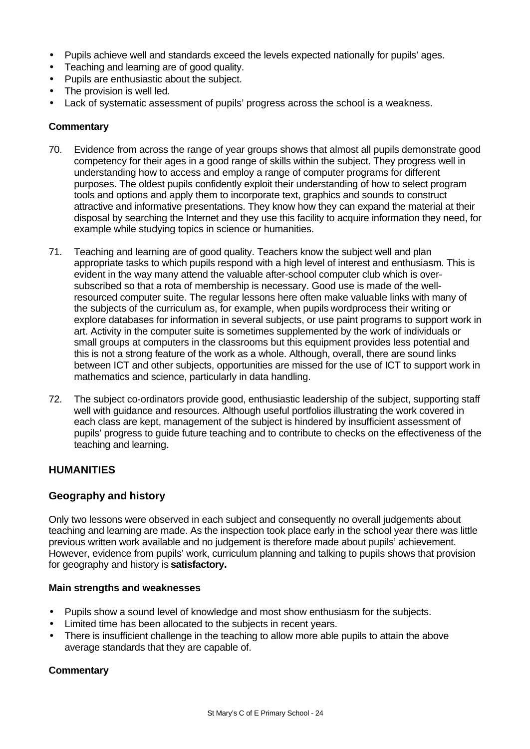- Pupils achieve well and standards exceed the levels expected nationally for pupils' ages.
- Teaching and learning are of good quality.
- Pupils are enthusiastic about the subject.
- The provision is well led.
- Lack of systematic assessment of pupils' progress across the school is a weakness.

**Commentary**

70. Evidence from across the range of year groups shows that almost all pupils demonstrate good competency for their ages in a good range of skills within the subject. They progress well in understanding how to access and employ a range of computer programs for different purposes. The oldest pupils confidently exploit their understanding of how to select program tools and options and apply them to incorporate text, graphics and sounds to construct attractive and informative presentations. They know how they can expand the material at their disposal by searching the Internet and they use this facility to acquire information they need, for example while studying topics in science or humanities.

71. Teaching and learning are of good quality. Teachers know the subject well and plan appropriate tasks to which pupils respond with a high level of interest and enthusiasm. This is evident in the way many attend the valuable after-school computer club which is over-subscribed so that a rota of membership is necessary. Good use is made of the well-resourced computer suite. The regular lessons here often make valuable links with many of the subjects of the curriculum as, for example, when pupils wordprocess their writing or explore databases for information in several subjects, or use paint programs to support work in art. Activity in the computer suite is sometimes supplemented by the work of individuals or small groups at computers in the classrooms but this equipment provides less potential and this is not a strong feature of the work as a whole. Although, overall, there are sound links between ICT and other subjects, opportunities are missed for the use of ICT to support work in mathematics and science, particularly in data handling.

72. The subject co-ordinators provide good, enthusiastic leadership of the subject, supporting staff well with guidance and resources. Although useful portfolios illustrating the work covered in each class are kept, management of the subject is hindered by insufficient assessment of pupils' progress to guide future teaching and to contribute to checks on the effectiveness of the teaching and learning.

## HUMANITIES

### Geography and history

Only two lessons were observed in each subject and consequently no overall judgements about teaching and learning are made. As the inspection took place early in the school year there was little previous written work available and no judgement is therefore made about pupils' achievement. However, evidence from pupils' work, curriculum planning and talking to pupils shows that provision for geography and history is **satisfactory.**

**Main strengths and weaknesses**

- Pupils show a sound level of knowledge and most show enthusiasm for the subjects.
- Limited time has been allocated to the subjects in recent years.
- There is insufficient challenge in the teaching to allow more able pupils to attain the above average standards that they are capable of.

**Commentary**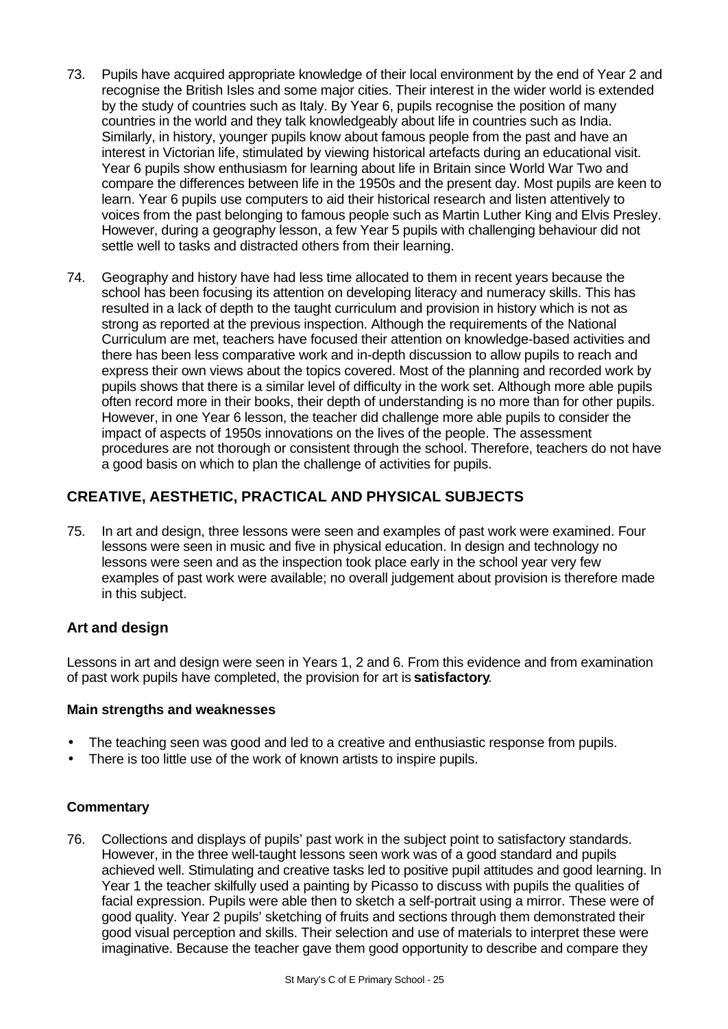73. Pupils have acquired appropriate knowledge of their local environment by the end of Year 2 and recognise the British Isles and some major cities. Their interest in the wider world is extended by the study of countries such as Italy. By Year 6, pupils recognise the position of many countries in the world and they talk knowledgeably about life in countries such as India. Similarly, in history, younger pupils know about famous people from the past and have an interest in Victorian life, stimulated by viewing historical artefacts during an educational visit. Year 6 pupils show enthusiasm for learning about life in Britain since World War Two and compare the differences between life in the 1950s and the present day. Most pupils are keen to learn. Year 6 pupils use computers to aid their historical research and listen attentively to voices from the past belonging to famous people such as Martin Luther King and Elvis Presley. However, during a geography lesson, a few Year 5 pupils with challenging behaviour did not settle well to tasks and distracted others from their learning.

74. Geography and history have had less time allocated to them in recent years because the school has been focusing its attention on developing literacy and numeracy skills. This has resulted in a lack of depth to the taught curriculum and provision in history which is not as strong as reported at the previous inspection. Although the requirements of the National Curriculum are met, teachers have focused their attention on knowledge-based activities and there has been less comparative work and in-depth discussion to allow pupils to reach and express their own views about the topics covered. Most of the planning and recorded work by pupils shows that there is a similar level of difficulty in the work set. Although more able pupils often record more in their books, their depth of understanding is no more than for other pupils. However, in one Year 6 lesson, the teacher did challenge more able pupils to consider the impact of aspects of 1950s innovations on the lives of the people. The assessment procedures are not thorough or consistent through the school. Therefore, teachers do not have a good basis on which to plan the challenge of activities for pupils.

## CREATIVE, AESTHETIC, PRACTICAL AND PHYSICAL SUBJECTS

75. In art and design, three lessons were seen and examples of past work were examined. Four lessons were seen in music and five in physical education. In design and technology no lessons were seen and as the inspection took place early in the school year very few examples of past work were available; no overall judgement about provision is therefore made in this subject.

### Art and design

Lessons in art and design were seen in Years 1, 2 and 6. From this evidence and from examination of past work pupils have completed, the provision for art is **satisfactory**.

#### Main strengths and weaknesses

- The teaching seen was good and led to a creative and enthusiastic response from pupils.
- There is too little use of the work of known artists to inspire pupils.

#### Commentary

76. Collections and displays of pupils' past work in the subject point to satisfactory standards. However, in the three well-taught lessons seen work was of a good standard and pupils achieved well. Stimulating and creative tasks led to positive pupil attitudes and good learning. In Year 1 the teacher skilfully used a painting by Picasso to discuss with pupils the qualities of facial expression. Pupils were able then to sketch a self-portrait using a mirror. These were of good quality. Year 2 pupils' sketching of fruits and sections through them demonstrated their good visual perception and skills. Their selection and use of materials to interpret these were imaginative. Because the teacher gave them good opportunity to describe and compare they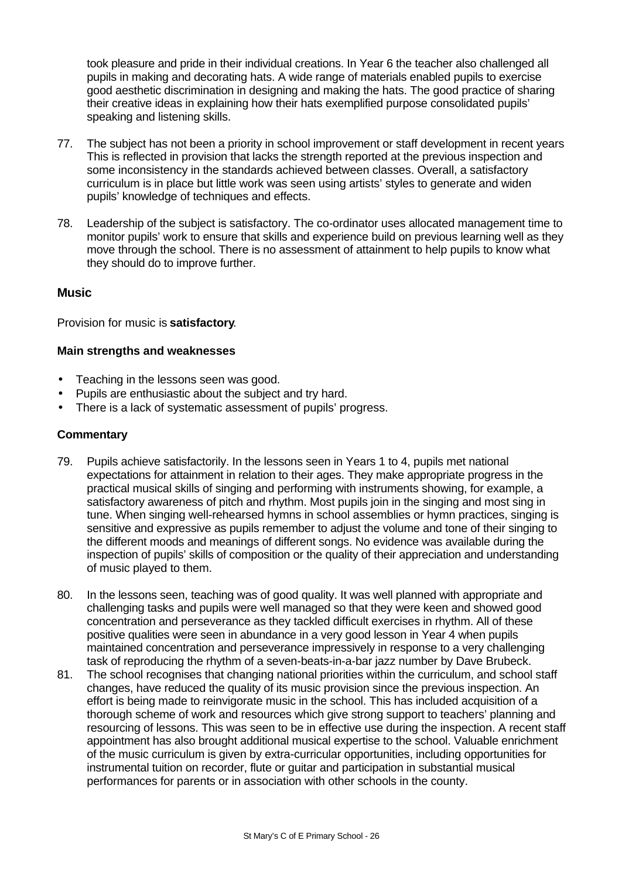took pleasure and pride in their individual creations. In Year 6 the teacher also challenged all pupils in making and decorating hats. A wide range of materials enabled pupils to exercise good aesthetic discrimination in designing and making the hats. The good practice of sharing their creative ideas in explaining how their hats exemplified purpose consolidated pupils' speaking and listening skills.

77. The subject has not been a priority in school improvement or staff development in recent years This is reflected in provision that lacks the strength reported at the previous inspection and some inconsistency in the standards achieved between classes. Overall, a satisfactory curriculum is in place but little work was seen using artists' styles to generate and widen pupils' knowledge of techniques and effects.

78. Leadership of the subject is satisfactory. The co-ordinator uses allocated management time to monitor pupils' work to ensure that skills and experience build on previous learning well as they move through the school. There is no assessment of attainment to help pupils to know what they should do to improve further.

### Music

Provision for music is **satisfactory**.

**Main strengths and weaknesses**

- Teaching in the lessons seen was good.
- Pupils are enthusiastic about the subject and try hard.
- There is a lack of systematic assessment of pupils' progress.

**Commentary**

79. Pupils achieve satisfactorily. In the lessons seen in Years 1 to 4, pupils met national expectations for attainment in relation to their ages. They make appropriate progress in the practical musical skills of singing and performing with instruments showing, for example, a satisfactory awareness of pitch and rhythm. Most pupils join in the singing and most sing in tune. When singing well-rehearsed hymns in school assemblies or hymn practices, singing is sensitive and expressive as pupils remember to adjust the volume and tone of their singing to the different moods and meanings of different songs. No evidence was available during the inspection of pupils' skills of composition or the quality of their appreciation and understanding of music played to them.

80. In the lessons seen, teaching was of good quality. It was well planned with appropriate and challenging tasks and pupils were well managed so that they were keen and showed good concentration and perseverance as they tackled difficult exercises in rhythm. All of these positive qualities were seen in abundance in a very good lesson in Year 4 when pupils maintained concentration and perseverance impressively in response to a very challenging task of reproducing the rhythm of a seven-beats-in-a-bar jazz number by Dave Brubeck.

81. The school recognises that changing national priorities within the curriculum, and school staff changes, have reduced the quality of its music provision since the previous inspection. An effort is being made to reinvigorate music in the school. This has included acquisition of a thorough scheme of work and resources which give strong support to teachers' planning and resourcing of lessons. This was seen to be in effective use during the inspection. A recent staff appointment has also brought additional musical expertise to the school. Valuable enrichment of the music curriculum is given by extra-curricular opportunities, including opportunities for instrumental tuition on recorder, flute or guitar and participation in substantial musical performances for parents or in association with other schools in the county.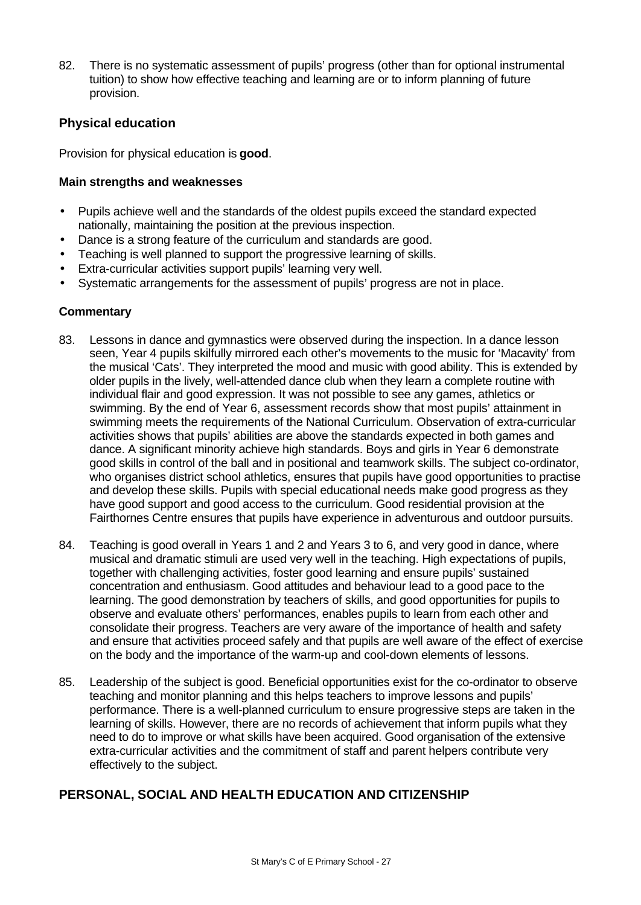82. There is no systematic assessment of pupils' progress (other than for optional instrumental tuition) to show how effective teaching and learning are or to inform planning of future provision.

## Physical education

Provision for physical education is **good**.

### Main strengths and weaknesses

- Pupils achieve well and the standards of the oldest pupils exceed the standard expected nationally, maintaining the position at the previous inspection.
- Dance is a strong feature of the curriculum and standards are good.
- Teaching is well planned to support the progressive learning of skills.
- Extra-curricular activities support pupils' learning very well.
- Systematic arrangements for the assessment of pupils' progress are not in place.

### Commentary

83. Lessons in dance and gymnastics were observed during the inspection. In a dance lesson seen, Year 4 pupils skilfully mirrored each other's movements to the music for 'Macavity' from the musical 'Cats'. They interpreted the mood and music with good ability. This is extended by older pupils in the lively, well-attended dance club when they learn a complete routine with individual flair and good expression. It was not possible to see any games, athletics or swimming. By the end of Year 6, assessment records show that most pupils' attainment in swimming meets the requirements of the National Curriculum. Observation of extra-curricular activities shows that pupils' abilities are above the standards expected in both games and dance. A significant minority achieve high standards. Boys and girls in Year 6 demonstrate good skills in control of the ball and in positional and teamwork skills. The subject co-ordinator, who organises district school athletics, ensures that pupils have good opportunities to practise and develop these skills. Pupils with special educational needs make good progress as they have good support and good access to the curriculum. Good residential provision at the Fairthornes Centre ensures that pupils have experience in adventurous and outdoor pursuits.

84. Teaching is good overall in Years 1 and 2 and Years 3 to 6, and very good in dance, where musical and dramatic stimuli are used very well in the teaching. High expectations of pupils, together with challenging activities, foster good learning and ensure pupils' sustained concentration and enthusiasm. Good attitudes and behaviour lead to a good pace to the learning. The good demonstration by teachers of skills, and good opportunities for pupils to observe and evaluate others' performances, enables pupils to learn from each other and consolidate their progress. Teachers are very aware of the importance of health and safety and ensure that activities proceed safely and that pupils are well aware of the effect of exercise on the body and the importance of the warm-up and cool-down elements of lessons.

85. Leadership of the subject is good. Beneficial opportunities exist for the co-ordinator to observe teaching and monitor planning and this helps teachers to improve lessons and pupils' performance. There is a well-planned curriculum to ensure progressive steps are taken in the learning of skills. However, there are no records of achievement that inform pupils what they need to do to improve or what skills have been acquired. Good organisation of the extensive extra-curricular activities and the commitment of staff and parent helpers contribute very effectively to the subject.

## PERSONAL, SOCIAL AND HEALTH EDUCATION AND CITIZENSHIP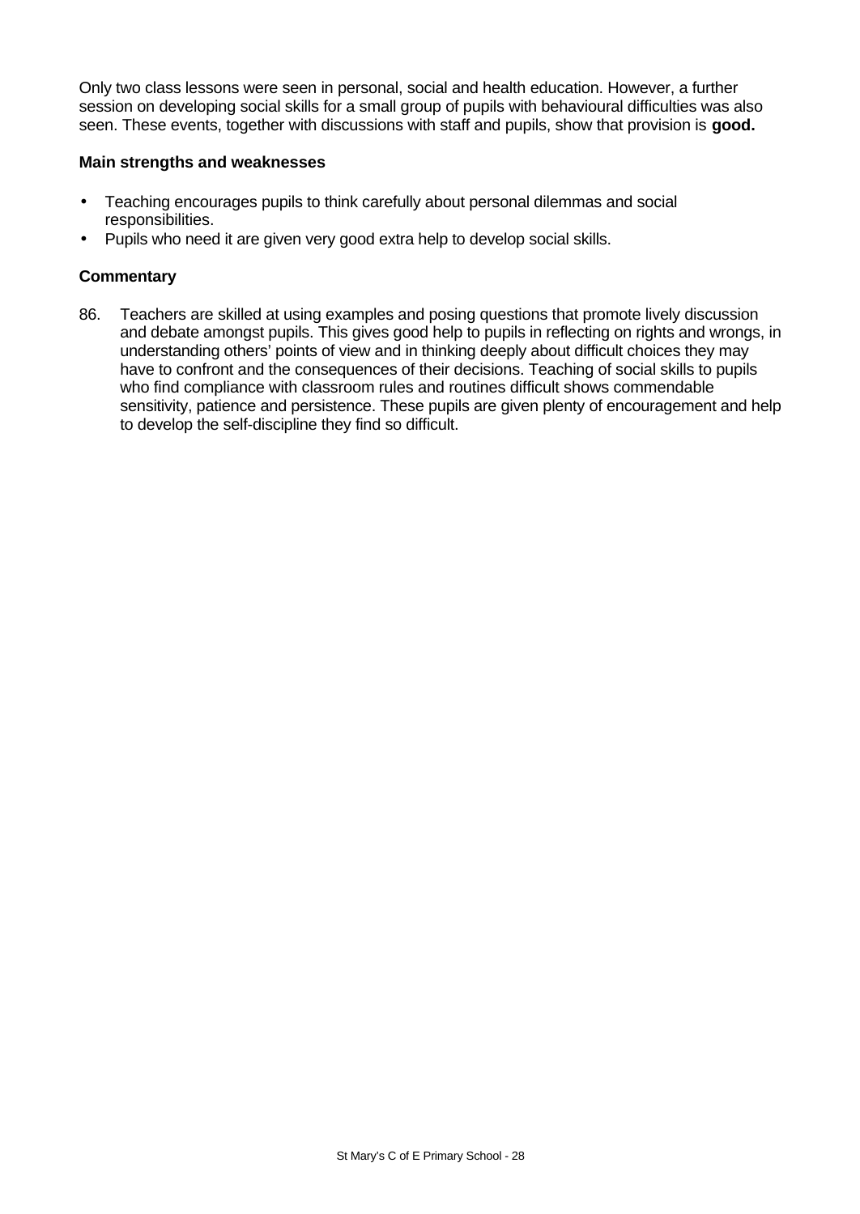Only two class lessons were seen in personal, social and health education. However, a further session on developing social skills for a small group of pupils with behavioural difficulties was also seen. These events, together with discussions with staff and pupils, show that provision is **good.**

**Main strengths and weaknesses**

- Teaching encourages pupils to think carefully about personal dilemmas and social responsibilities.
- Pupils who need it are given very good extra help to develop social skills.

**Commentary**

86. Teachers are skilled at using examples and posing questions that promote lively discussion and debate amongst pupils. This gives good help to pupils in reflecting on rights and wrongs, in understanding others' points of view and in thinking deeply about difficult choices they may have to confront and the consequences of their decisions. Teaching of social skills to pupils who find compliance with classroom rules and routines difficult shows commendable sensitivity, patience and persistence. These pupils are given plenty of encouragement and help to develop the self-discipline they find so difficult.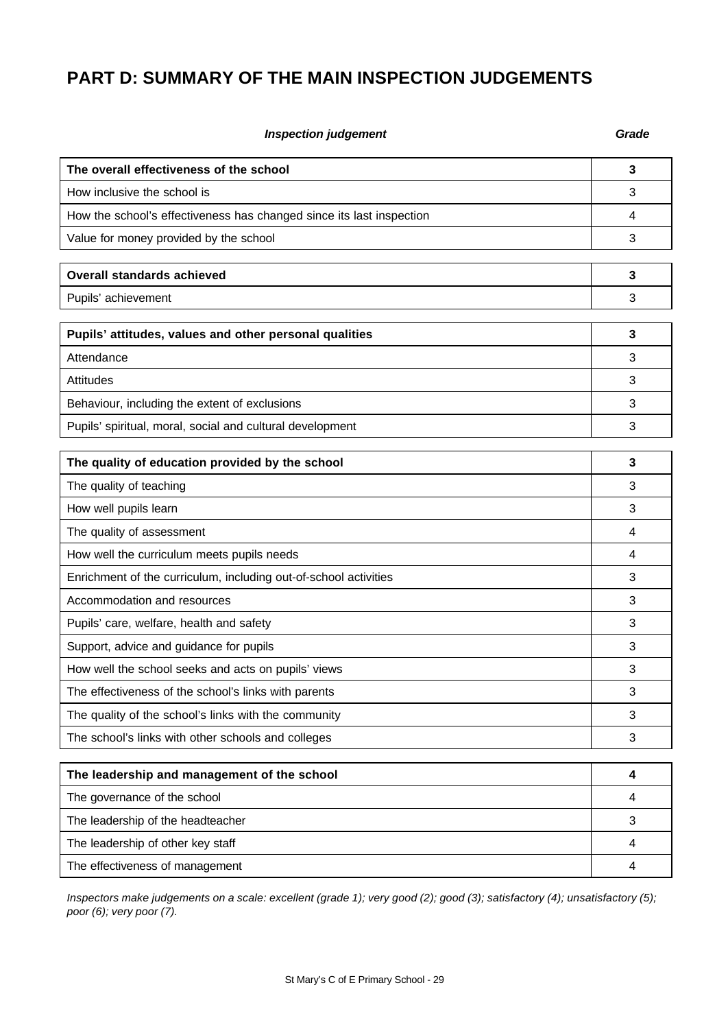# PART D: SUMMARY OF THE MAIN INSPECTION JUDGEMENTS

| *Inspection judgement* | *Grade* |
|---|---|
| **The overall effectiveness of the school** | **3** |
| How inclusive the school is | 3 |
| How the school's effectiveness has changed since its last inspection | 4 |
| Value for money provided by the school | 3 |
| **Overall standards achieved** | **3** |
| Pupils' achievement | 3 |
| **Pupils' attitudes, values and other personal qualities** | **3** |
| Attendance | 3 |
| Attitudes | 3 |
| Behaviour, including the extent of exclusions | 3 |
| Pupils' spiritual, moral, social and cultural development | 3 |
| **The quality of education provided by the school** | **3** |
| The quality of teaching | 3 |
| How well pupils learn | 3 |
| The quality of assessment | 4 |
| How well the curriculum meets pupils needs | 4 |
| Enrichment of the curriculum, including out-of-school activities | 3 |
| Accommodation and resources | 3 |
| Pupils' care, welfare, health and safety | 3 |
| Support, advice and guidance for pupils | 3 |
| How well the school seeks and acts on pupils' views | 3 |
| The effectiveness of the school's links with parents | 3 |
| The quality of the school's links with the community | 3 |
| The school's links with other schools and colleges | 3 |
| **The leadership and management of the school** | **4** |
| The governance of the school | 4 |
| The leadership of the headteacher | 3 |
| The leadership of other key staff | 4 |
| The effectiveness of management | 4 |

*Inspectors make judgements on a scale: excellent (grade 1); very good (2); good (3); satisfactory (4); unsatisfactory (5); poor (6); very poor (7).*